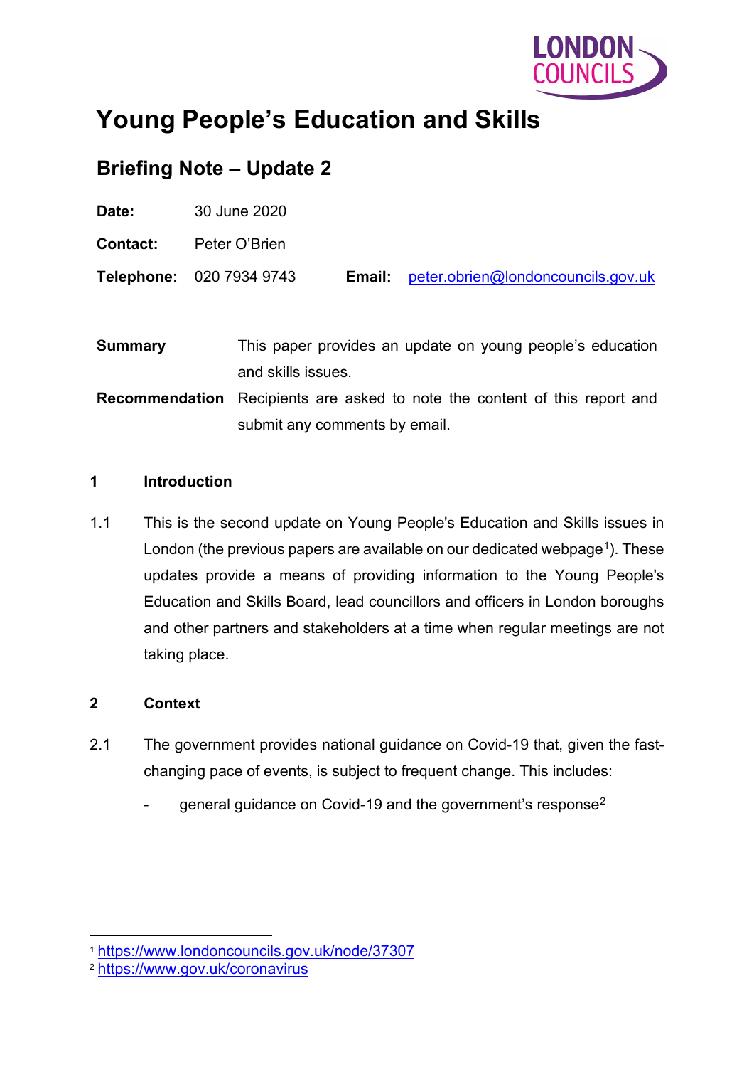# Young People's Education and Skills

## Briefing Note – Update 2

**Date:** 30 June 2020

**Contact:** Peter O'Brien

**Telephone:** 020 7934 9743 **Email:** peter.obrien@londoncouncils.gov.uk

---

| | |
|---|---|
| **Summary** | This paper provides an update on young people's education and skills issues. |
| **Recommendation** | Recipients are asked to note the content of this report and submit any comments by email. |

---

### 1 Introduction

1.1 This is the second update on Young People's Education and Skills issues in London (the previous papers are available on our dedicated webpage[1]). These updates provide a means of providing information to the Young People's Education and Skills Board, lead councillors and officers in London boroughs and other partners and stakeholders at a time when regular meetings are not taking place.

### 2 Context

2.1 The government provides national guidance on Covid-19 that, given the fast-changing pace of events, is subject to frequent change. This includes:

- general guidance on Covid-19 and the government's response[2]

---

[1] https://www.londoncouncils.gov.uk/node/37307

[2] https://www.gov.uk/coronavirus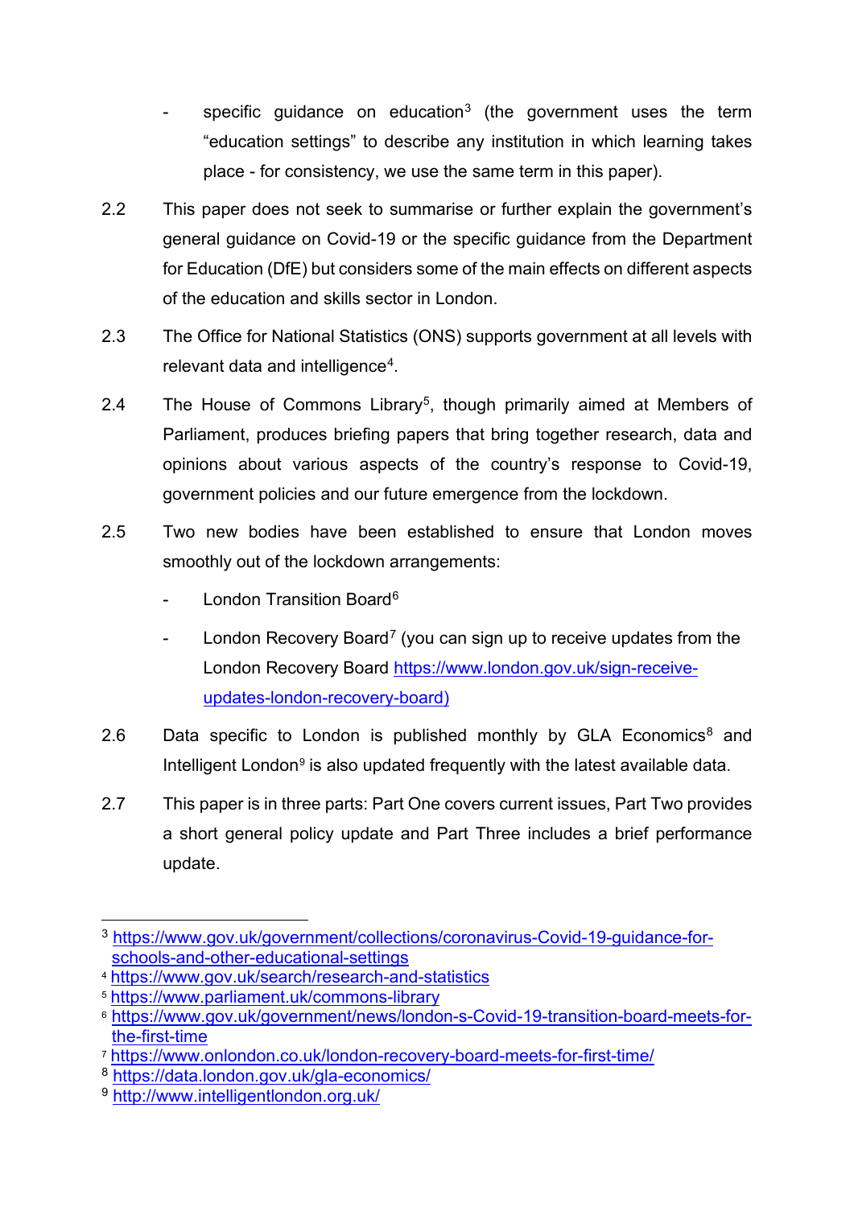- specific guidance on education[3] (the government uses the term "education settings" to describe any institution in which learning takes place - for consistency, we use the same term in this paper).

2.2 This paper does not seek to summarise or further explain the government's general guidance on Covid-19 or the specific guidance from the Department for Education (DfE) but considers some of the main effects on different aspects of the education and skills sector in London.

2.3 The Office for National Statistics (ONS) supports government at all levels with relevant data and intelligence[4].

2.4 The House of Commons Library[5], though primarily aimed at Members of Parliament, produces briefing papers that bring together research, data and opinions about various aspects of the country's response to Covid-19, government policies and our future emergence from the lockdown.

2.5 Two new bodies have been established to ensure that London moves smoothly out of the lockdown arrangements:

- London Transition Board[6]
- London Recovery Board[7] (you can sign up to receive updates from the London Recovery Board https://www.london.gov.uk/sign-receive-updates-london-recovery-board)

2.6 Data specific to London is published monthly by GLA Economics[8] and Intelligent London[9] is also updated frequently with the latest available data.

2.7 This paper is in three parts: Part One covers current issues, Part Two provides a short general policy update and Part Three includes a brief performance update.

---

[3] https://www.gov.uk/government/collections/coronavirus-Covid-19-guidance-for-schools-and-other-educational-settings
[4] https://www.gov.uk/search/research-and-statistics
[5] https://www.parliament.uk/commons-library
[6] https://www.gov.uk/government/news/london-s-Covid-19-transition-board-meets-for-the-first-time
[7] https://www.onlondon.co.uk/london-recovery-board-meets-for-first-time/
[8] https://data.london.gov.uk/gla-economics/
[9] http://www.intelligentlondon.org.uk/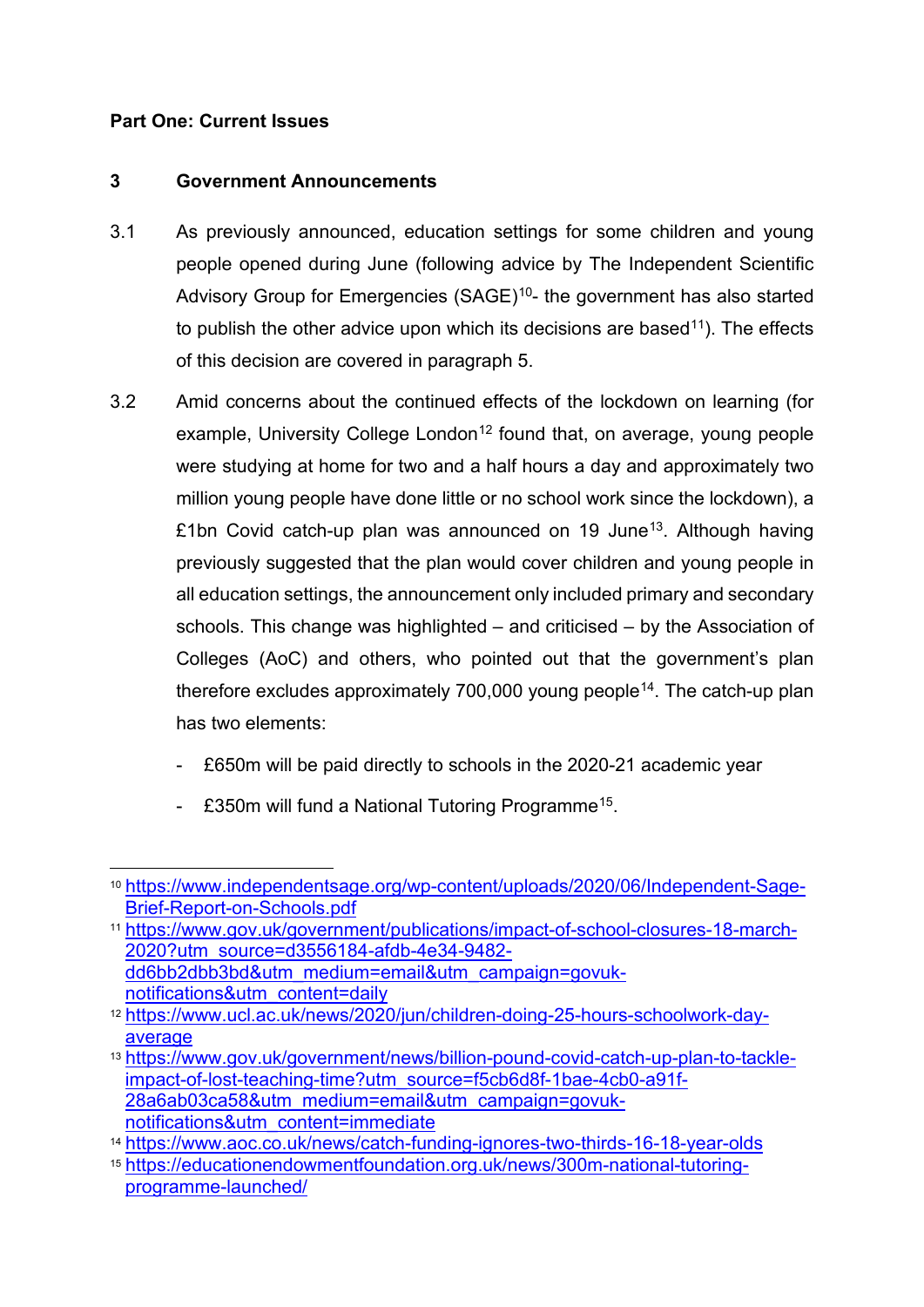**Part One: Current Issues**

## 3 Government Announcements

3.1 As previously announced, education settings for some children and young people opened during June (following advice by The Independent Scientific Advisory Group for Emergencies (SAGE)[10]- the government has also started to publish the other advice upon which its decisions are based[11]). The effects of this decision are covered in paragraph 5.

3.2 Amid concerns about the continued effects of the lockdown on learning (for example, University College London[12] found that, on average, young people were studying at home for two and a half hours a day and approximately two million young people have done little or no school work since the lockdown), a £1bn Covid catch-up plan was announced on 19 June[13]. Although having previously suggested that the plan would cover children and young people in all education settings, the announcement only included primary and secondary schools. This change was highlighted – and criticised – by the Association of Colleges (AoC) and others, who pointed out that the government's plan therefore excludes approximately 700,000 young people[14]. The catch-up plan has two elements:

- £650m will be paid directly to schools in the 2020-21 academic year
- £350m will fund a National Tutoring Programme[15].

---

[10] https://www.independentsage.org/wp-content/uploads/2020/06/Independent-Sage-Brief-Report-on-Schools.pdf

[11] https://www.gov.uk/government/publications/impact-of-school-closures-18-march-2020?utm_source=d3556184-afdb-4e34-9482-dd6bb2dbb3bd&utm_medium=email&utm_campaign=govuk-notifications&utm_content=daily

[12] https://www.ucl.ac.uk/news/2020/jun/children-doing-25-hours-schoolwork-day-average

[13] https://www.gov.uk/government/news/billion-pound-covid-catch-up-plan-to-tackle-impact-of-lost-teaching-time?utm_source=f5cb6d8f-1bae-4cb0-a91f-28a6ab03ca58&utm_medium=email&utm_campaign=govuk-notifications&utm_content=immediate

[14] https://www.aoc.co.uk/news/catch-funding-ignores-two-thirds-16-18-year-olds

[15] https://educationendowmentfoundation.org.uk/news/300m-national-tutoring-programme-launched/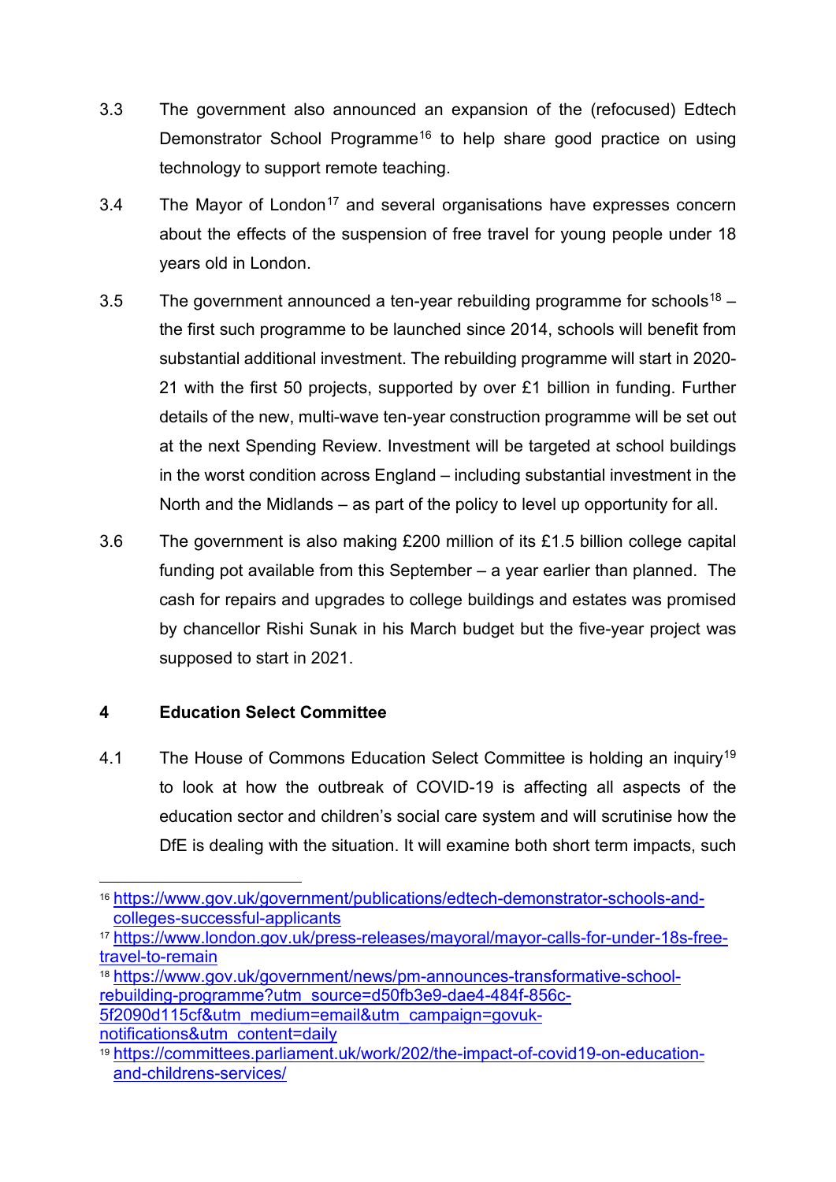3.3 The government also announced an expansion of the (refocused) Edtech Demonstrator School Programme[16] to help share good practice on using technology to support remote teaching.

3.4 The Mayor of London[17] and several organisations have expresses concern about the effects of the suspension of free travel for young people under 18 years old in London.

3.5 The government announced a ten-year rebuilding programme for schools[18] – the first such programme to be launched since 2014, schools will benefit from substantial additional investment. The rebuilding programme will start in 2020-21 with the first 50 projects, supported by over £1 billion in funding. Further details of the new, multi-wave ten-year construction programme will be set out at the next Spending Review. Investment will be targeted at school buildings in the worst condition across England – including substantial investment in the North and the Midlands – as part of the policy to level up opportunity for all.

3.6 The government is also making £200 million of its £1.5 billion college capital funding pot available from this September – a year earlier than planned. The cash for repairs and upgrades to college buildings and estates was promised by chancellor Rishi Sunak in his March budget but the five-year project was supposed to start in 2021.

## 4 Education Select Committee

4.1 The House of Commons Education Select Committee is holding an inquiry[19] to look at how the outbreak of COVID-19 is affecting all aspects of the education sector and children's social care system and will scrutinise how the DfE is dealing with the situation. It will examine both short term impacts, such

---

[16] https://www.gov.uk/government/publications/edtech-demonstrator-schools-and-colleges-successful-applicants

[17] https://www.london.gov.uk/press-releases/mayoral/mayor-calls-for-under-18s-free-travel-to-remain

[18] https://www.gov.uk/government/news/pm-announces-transformative-school-rebuilding-programme?utm_source=d50fb3e9-dae4-484f-856c-5f2090d115cf&utm_medium=email&utm_campaign=govuk-notifications&utm_content=daily

[19] https://committees.parliament.uk/work/202/the-impact-of-covid19-on-education-and-childrens-services/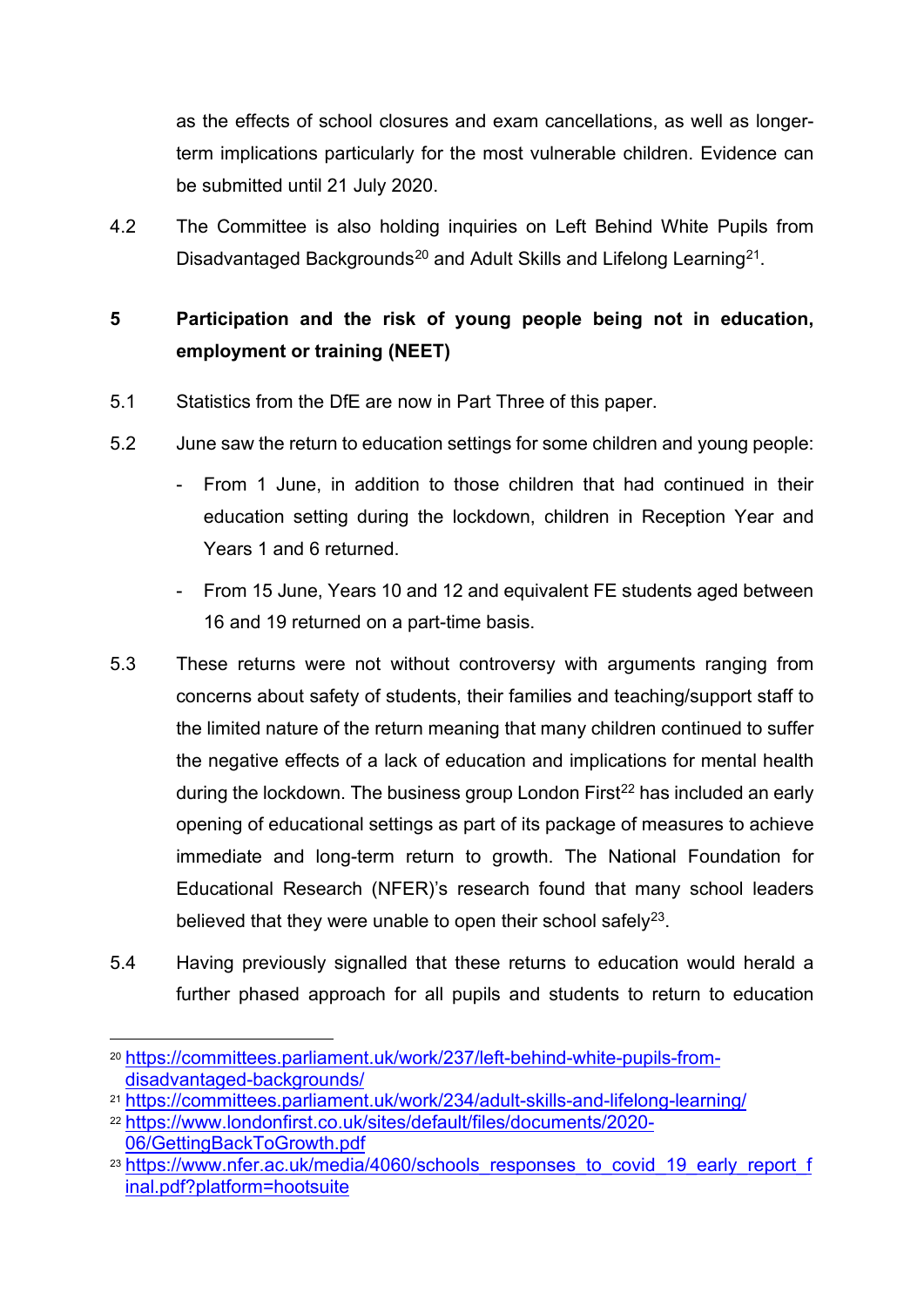as the effects of school closures and exam cancellations, as well as longer-term implications particularly for the most vulnerable children. Evidence can be submitted until 21 July 2020.

4.2 The Committee is also holding inquiries on Left Behind White Pupils from Disadvantaged Backgrounds[20] and Adult Skills and Lifelong Learning[21].

## 5 Participation and the risk of young people being not in education, employment or training (NEET)

5.1 Statistics from the DfE are now in Part Three of this paper.

5.2 June saw the return to education settings for some children and young people:

- From 1 June, in addition to those children that had continued in their education setting during the lockdown, children in Reception Year and Years 1 and 6 returned.
- From 15 June, Years 10 and 12 and equivalent FE students aged between 16 and 19 returned on a part-time basis.

5.3 These returns were not without controversy with arguments ranging from concerns about safety of students, their families and teaching/support staff to the limited nature of the return meaning that many children continued to suffer the negative effects of a lack of education and implications for mental health during the lockdown. The business group London First[22] has included an early opening of educational settings as part of its package of measures to achieve immediate and long-term return to growth. The National Foundation for Educational Research (NFER)'s research found that many school leaders believed that they were unable to open their school safely[23].

5.4 Having previously signalled that these returns to education would herald a further phased approach for all pupils and students to return to education

---

[20] https://committees.parliament.uk/work/237/left-behind-white-pupils-from-disadvantaged-backgrounds/

[21] https://committees.parliament.uk/work/234/adult-skills-and-lifelong-learning/

[22] https://www.londonfirst.co.uk/sites/default/files/documents/2020-06/GettingBackToGrowth.pdf

[23] https://www.nfer.ac.uk/media/4060/schools_responses_to_covid_19_early_report_final.pdf?platform=hootsuite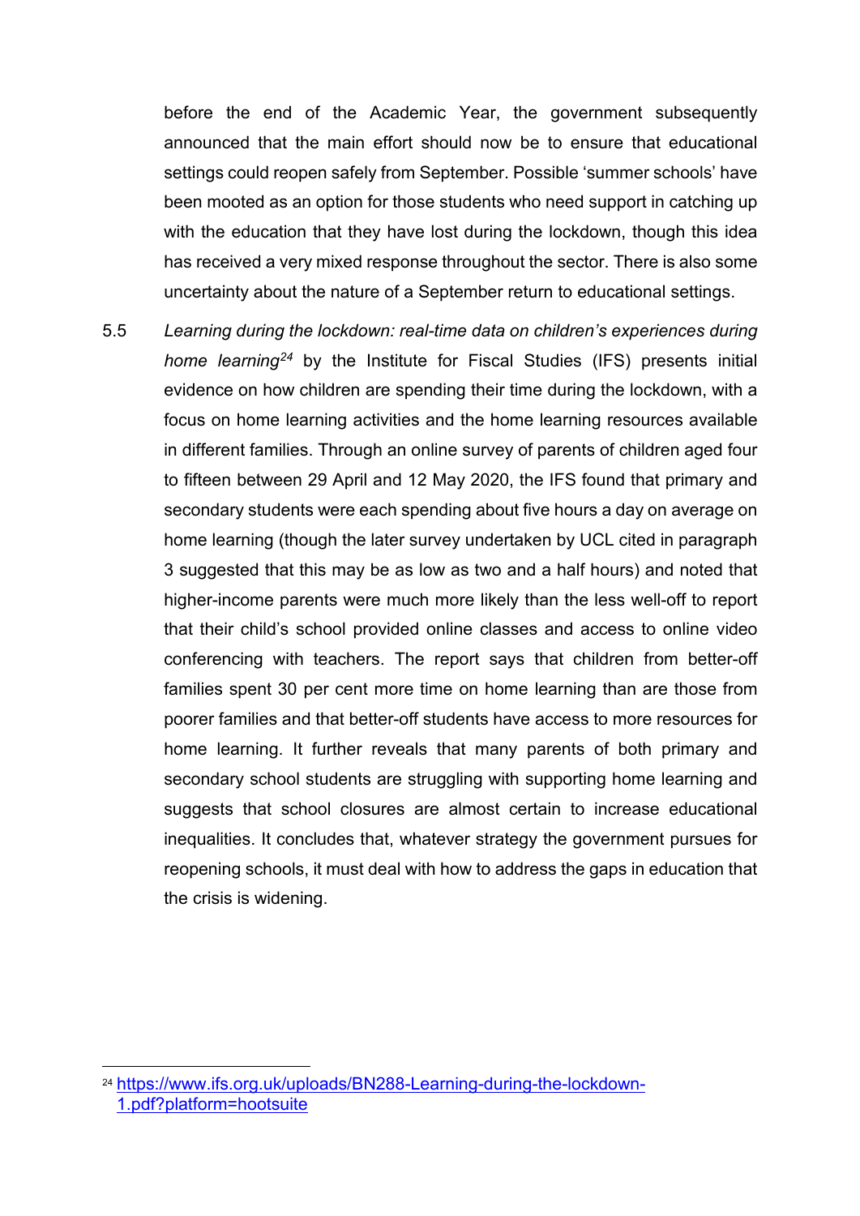before the end of the Academic Year, the government subsequently announced that the main effort should now be to ensure that educational settings could reopen safely from September. Possible 'summer schools' have been mooted as an option for those students who need support in catching up with the education that they have lost during the lockdown, though this idea has received a very mixed response throughout the sector. There is also some uncertainty about the nature of a September return to educational settings.

5.5 *Learning during the lockdown: real-time data on children's experiences during home learning*[24] by the Institute for Fiscal Studies (IFS) presents initial evidence on how children are spending their time during the lockdown, with a focus on home learning activities and the home learning resources available in different families. Through an online survey of parents of children aged four to fifteen between 29 April and 12 May 2020, the IFS found that primary and secondary students were each spending about five hours a day on average on home learning (though the later survey undertaken by UCL cited in paragraph 3 suggested that this may be as low as two and a half hours) and noted that higher-income parents were much more likely than the less well-off to report that their child's school provided online classes and access to online video conferencing with teachers. The report says that children from better-off families spent 30 per cent more time on home learning than are those from poorer families and that better-off students have access to more resources for home learning. It further reveals that many parents of both primary and secondary school students are struggling with supporting home learning and suggests that school closures are almost certain to increase educational inequalities. It concludes that, whatever strategy the government pursues for reopening schools, it must deal with how to address the gaps in education that the crisis is widening.

[24] https://www.ifs.org.uk/uploads/BN288-Learning-during-the-lockdown-1.pdf?platform=hootsuite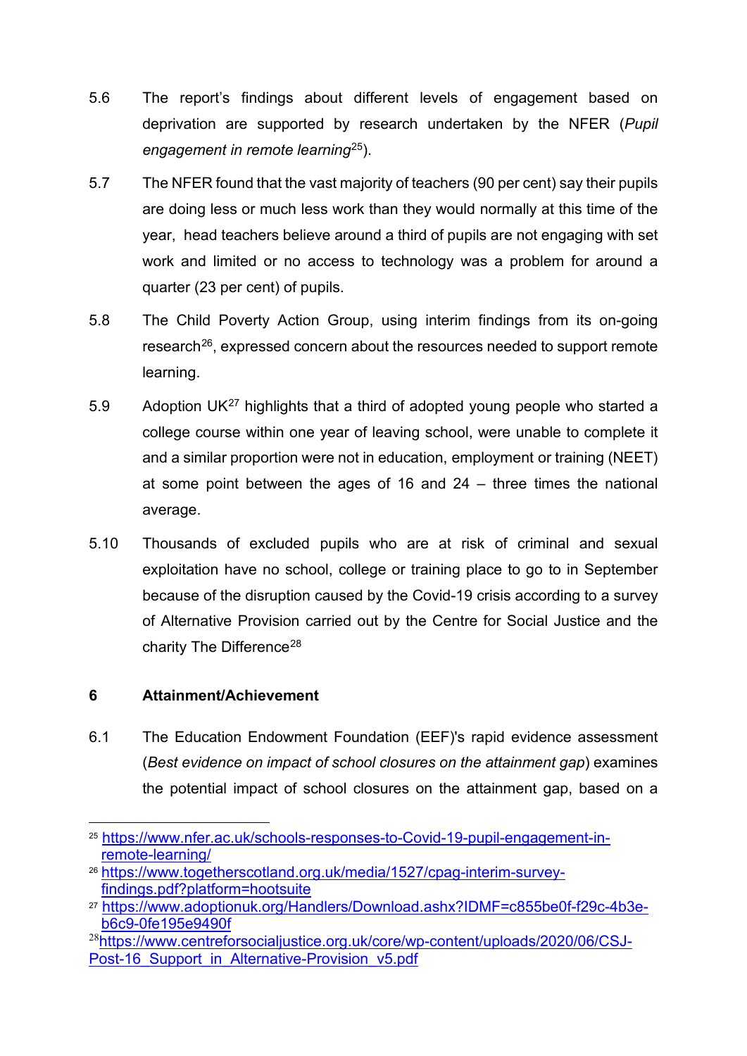5.6 The report's findings about different levels of engagement based on deprivation are supported by research undertaken by the NFER (*Pupil engagement in remote learning*[25]).

5.7 The NFER found that the vast majority of teachers (90 per cent) say their pupils are doing less or much less work than they would normally at this time of the year, head teachers believe around a third of pupils are not engaging with set work and limited or no access to technology was a problem for around a quarter (23 per cent) of pupils.

5.8 The Child Poverty Action Group, using interim findings from its on-going research[26], expressed concern about the resources needed to support remote learning.

5.9 Adoption UK[27] highlights that a third of adopted young people who started a college course within one year of leaving school, were unable to complete it and a similar proportion were not in education, employment or training (NEET) at some point between the ages of 16 and 24 – three times the national average.

5.10 Thousands of excluded pupils who are at risk of criminal and sexual exploitation have no school, college or training place to go to in September because of the disruption caused by the Covid-19 crisis according to a survey of Alternative Provision carried out by the Centre for Social Justice and the charity The Difference[28]

## 6 Attainment/Achievement

6.1 The Education Endowment Foundation (EEF)'s rapid evidence assessment (*Best evidence on impact of school closures on the attainment gap*) examines the potential impact of school closures on the attainment gap, based on a

---

[25] https://www.nfer.ac.uk/schools-responses-to-Covid-19-pupil-engagement-in-remote-learning/

[26] https://www.togetherscotland.org.uk/media/1527/cpag-interim-survey-findings.pdf?platform=hootsuite

[27] https://www.adoptionuk.org/Handlers/Download.ashx?IDMF=c855be0f-f29c-4b3e-b6c9-0fe195e9490f

[28] https://www.centreforsocialjustice.org.uk/core/wp-content/uploads/2020/06/CSJ-Post-16_Support_in_Alternative-Provision_v5.pdf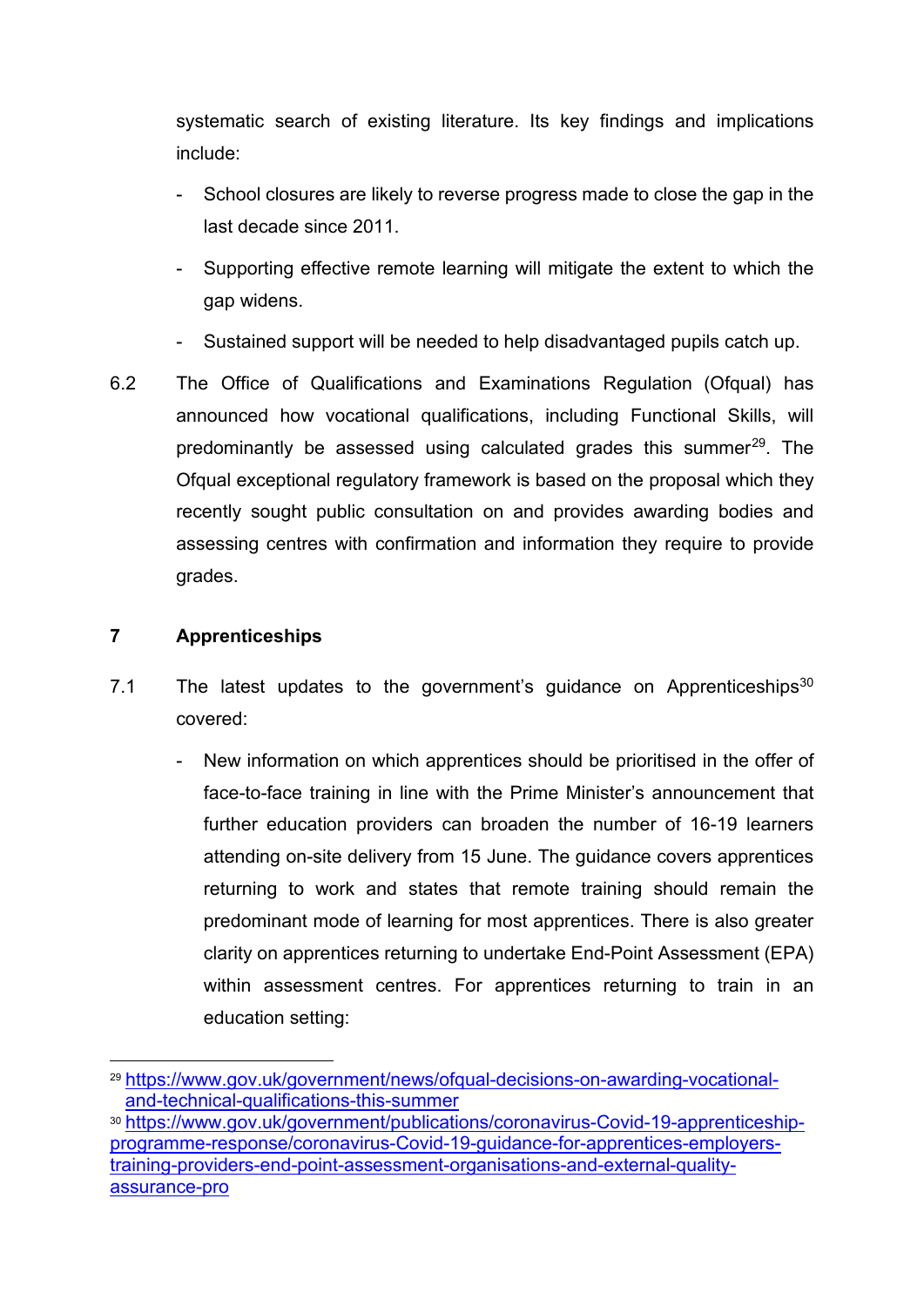systematic search of existing literature. Its key findings and implications include:

- School closures are likely to reverse progress made to close the gap in the last decade since 2011.
- Supporting effective remote learning will mitigate the extent to which the gap widens.
- Sustained support will be needed to help disadvantaged pupils catch up.

6.2 The Office of Qualifications and Examinations Regulation (Ofqual) has announced how vocational qualifications, including Functional Skills, will predominantly be assessed using calculated grades this summer[29]. The Ofqual exceptional regulatory framework is based on the proposal which they recently sought public consultation on and provides awarding bodies and assessing centres with confirmation and information they require to provide grades.

## 7 Apprenticeships

7.1 The latest updates to the government's guidance on Apprenticeships[30] covered:

- New information on which apprentices should be prioritised in the offer of face-to-face training in line with the Prime Minister's announcement that further education providers can broaden the number of 16-19 learners attending on-site delivery from 15 June. The guidance covers apprentices returning to work and states that remote training should remain the predominant mode of learning for most apprentices. There is also greater clarity on apprentices returning to undertake End-Point Assessment (EPA) within assessment centres. For apprentices returning to train in an education setting:

---

[29] https://www.gov.uk/government/news/ofqual-decisions-on-awarding-vocational-and-technical-qualifications-this-summer

[30] https://www.gov.uk/government/publications/coronavirus-Covid-19-apprenticeship-programme-response/coronavirus-Covid-19-guidance-for-apprentices-employers-training-providers-end-point-assessment-organisations-and-external-quality-assurance-pro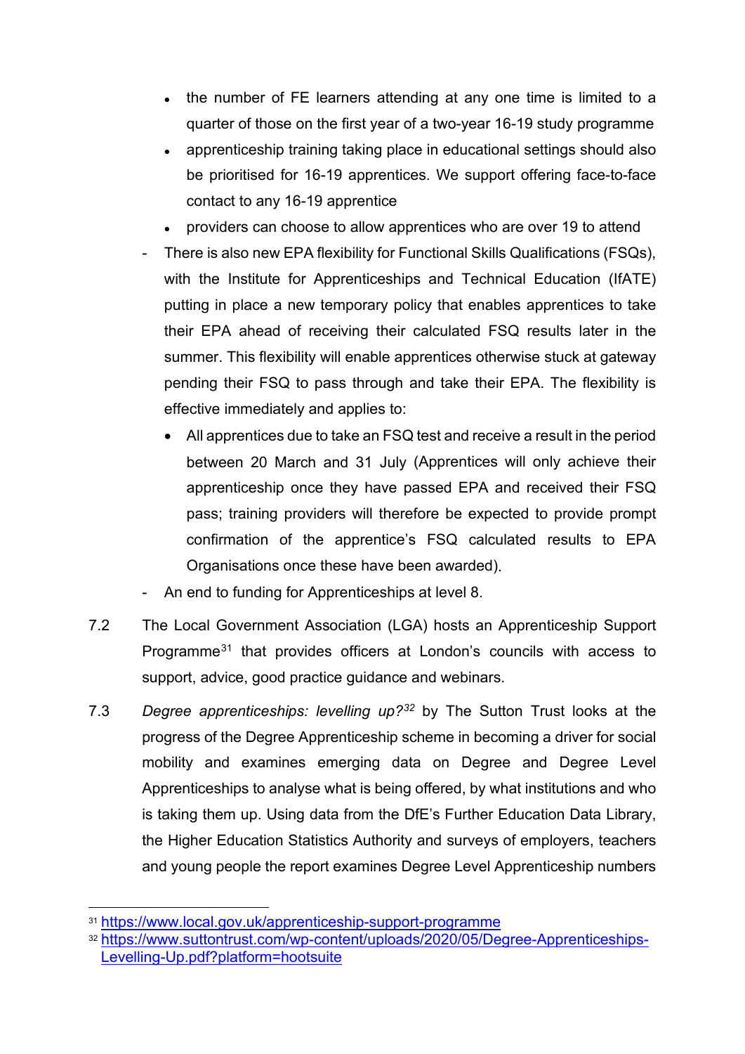- the number of FE learners attending at any one time is limited to a quarter of those on the first year of a two-year 16-19 study programme
    - apprenticeship training taking place in educational settings should also be prioritised for 16-19 apprentices. We support offering face-to-face contact to any 16-19 apprentice
    - providers can choose to allow apprentices who are over 19 to attend
  - There is also new EPA flexibility for Functional Skills Qualifications (FSQs), with the Institute for Apprenticeships and Technical Education (IfATE) putting in place a new temporary policy that enables apprentices to take their EPA ahead of receiving their calculated FSQ results later in the summer. This flexibility will enable apprentices otherwise stuck at gateway pending their FSQ to pass through and take their EPA. The flexibility is effective immediately and applies to:
    - All apprentices due to take an FSQ test and receive a result in the period between 20 March and 31 July (Apprentices will only achieve their apprenticeship once they have passed EPA and received their FSQ pass; training providers will therefore be expected to provide prompt confirmation of the apprentice's FSQ calculated results to EPA Organisations once these have been awarded).
  - An end to funding for Apprenticeships at level 8.

7.2 The Local Government Association (LGA) hosts an Apprenticeship Support Programme[31] that provides officers at London's councils with access to support, advice, good practice guidance and webinars.

7.3 *Degree apprenticeships: levelling up?*[32] by The Sutton Trust looks at the progress of the Degree Apprenticeship scheme in becoming a driver for social mobility and examines emerging data on Degree and Degree Level Apprenticeships to analyse what is being offered, by what institutions and who is taking them up. Using data from the DfE's Further Education Data Library, the Higher Education Statistics Authority and surveys of employers, teachers and young people the report examines Degree Level Apprenticeship numbers

---

[31] https://www.local.gov.uk/apprenticeship-support-programme

[32] https://www.suttontrust.com/wp-content/uploads/2020/05/Degree-Apprenticeships-Levelling-Up.pdf?platform=hootsuite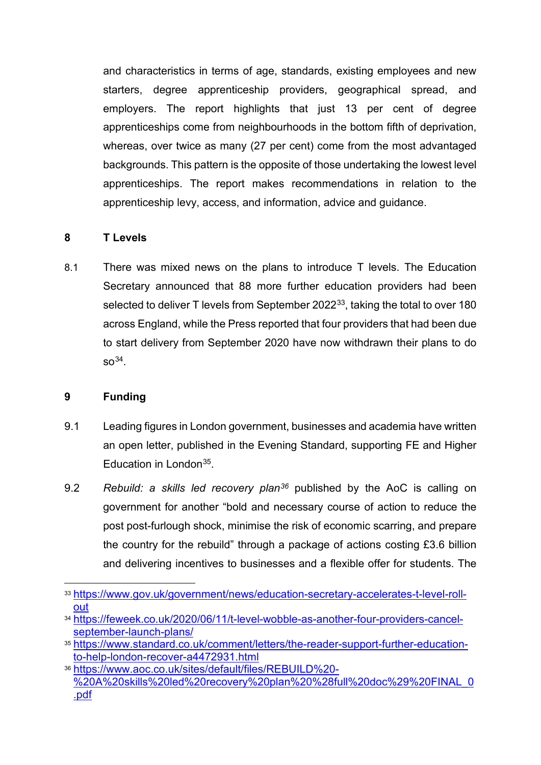and characteristics in terms of age, standards, existing employees and new starters, degree apprenticeship providers, geographical spread, and employers. The report highlights that just 13 per cent of degree apprenticeships come from neighbourhoods in the bottom fifth of deprivation, whereas, over twice as many (27 per cent) come from the most advantaged backgrounds. This pattern is the opposite of those undertaking the lowest level apprenticeships. The report makes recommendations in relation to the apprenticeship levy, access, and information, advice and guidance.

## 8 T Levels

8.1 There was mixed news on the plans to introduce T levels. The Education Secretary announced that 88 more further education providers had been selected to deliver T levels from September 2022[33], taking the total to over 180 across England, while the Press reported that four providers that had been due to start delivery from September 2020 have now withdrawn their plans to do so[34].

## 9 Funding

9.1 Leading figures in London government, businesses and academia have written an open letter, published in the Evening Standard, supporting FE and Higher Education in London[35].

9.2 *Rebuild: a skills led recovery plan*[36] published by the AoC is calling on government for another "bold and necessary course of action to reduce the post post-furlough shock, minimise the risk of economic scarring, and prepare the country for the rebuild" through a package of actions costing £3.6 billion and delivering incentives to businesses and a flexible offer for students. The

---

[33] https://www.gov.uk/government/news/education-secretary-accelerates-t-level-roll-out

[34] https://feweek.co.uk/2020/06/11/t-level-wobble-as-another-four-providers-cancel-september-launch-plans/

[35] https://www.standard.co.uk/comment/letters/the-reader-support-further-education-to-help-london-recover-a4472931.html

[36] https://www.aoc.co.uk/sites/default/files/REBUILD%20-%20A%20skills%20led%20recovery%20plan%20%28full%20doc%29%20FINAL_0.pdf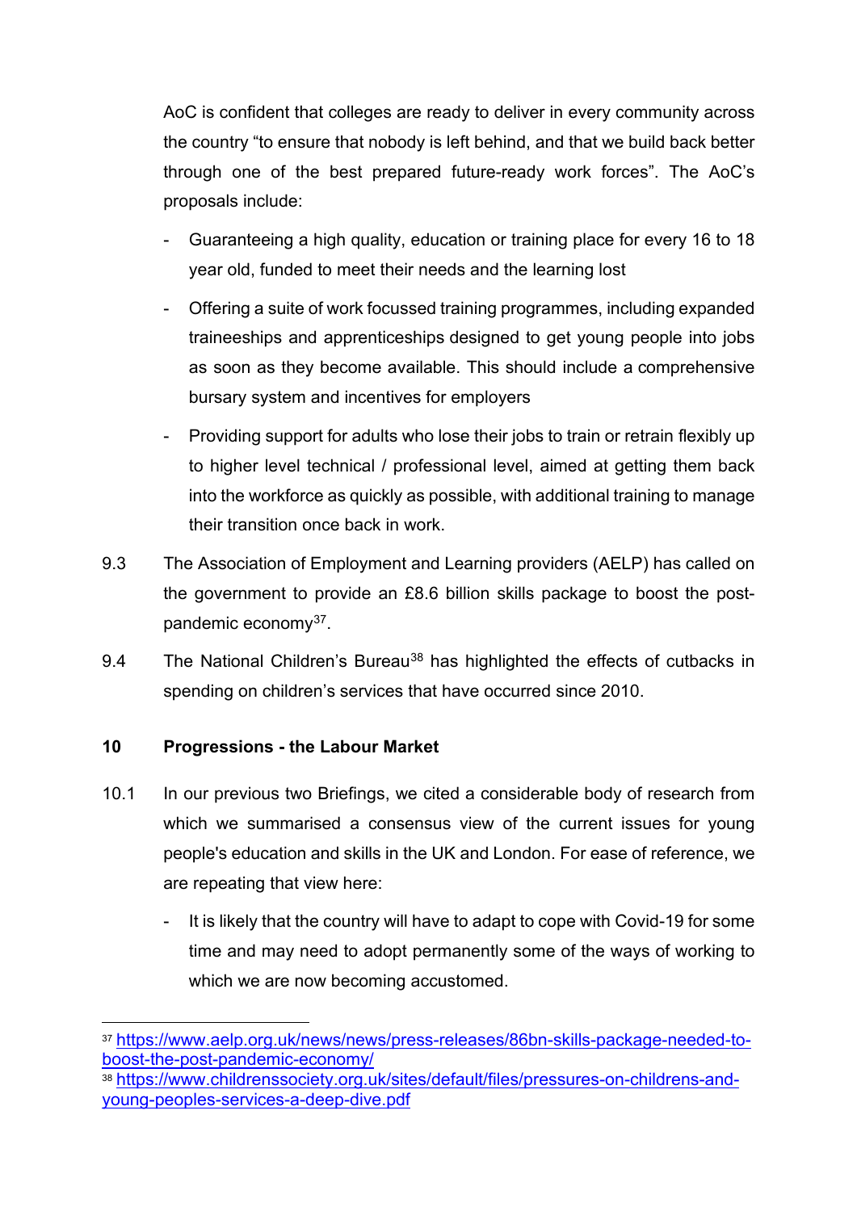AoC is confident that colleges are ready to deliver in every community across the country "to ensure that nobody is left behind, and that we build back better through one of the best prepared future-ready work forces". The AoC's proposals include:

- Guaranteeing a high quality, education or training place for every 16 to 18 year old, funded to meet their needs and the learning lost
- Offering a suite of work focussed training programmes, including expanded traineeships and apprenticeships designed to get young people into jobs as soon as they become available. This should include a comprehensive bursary system and incentives for employers
- Providing support for adults who lose their jobs to train or retrain flexibly up to higher level technical / professional level, aimed at getting them back into the workforce as quickly as possible, with additional training to manage their transition once back in work.

9.3 The Association of Employment and Learning providers (AELP) has called on the government to provide an £8.6 billion skills package to boost the post-pandemic economy[37].

9.4 The National Children's Bureau[38] has highlighted the effects of cutbacks in spending on children's services that have occurred since 2010.

## 10 Progressions - the Labour Market

10.1 In our previous two Briefings, we cited a considerable body of research from which we summarised a consensus view of the current issues for young people's education and skills in the UK and London. For ease of reference, we are repeating that view here:

- It is likely that the country will have to adapt to cope with Covid-19 for some time and may need to adopt permanently some of the ways of working to which we are now becoming accustomed.

---

[37] https://www.aelp.org.uk/news/news/press-releases/86bn-skills-package-needed-to-boost-the-post-pandemic-economy/

[38] https://www.childrenssociety.org.uk/sites/default/files/pressures-on-childrens-and-young-peoples-services-a-deep-dive.pdf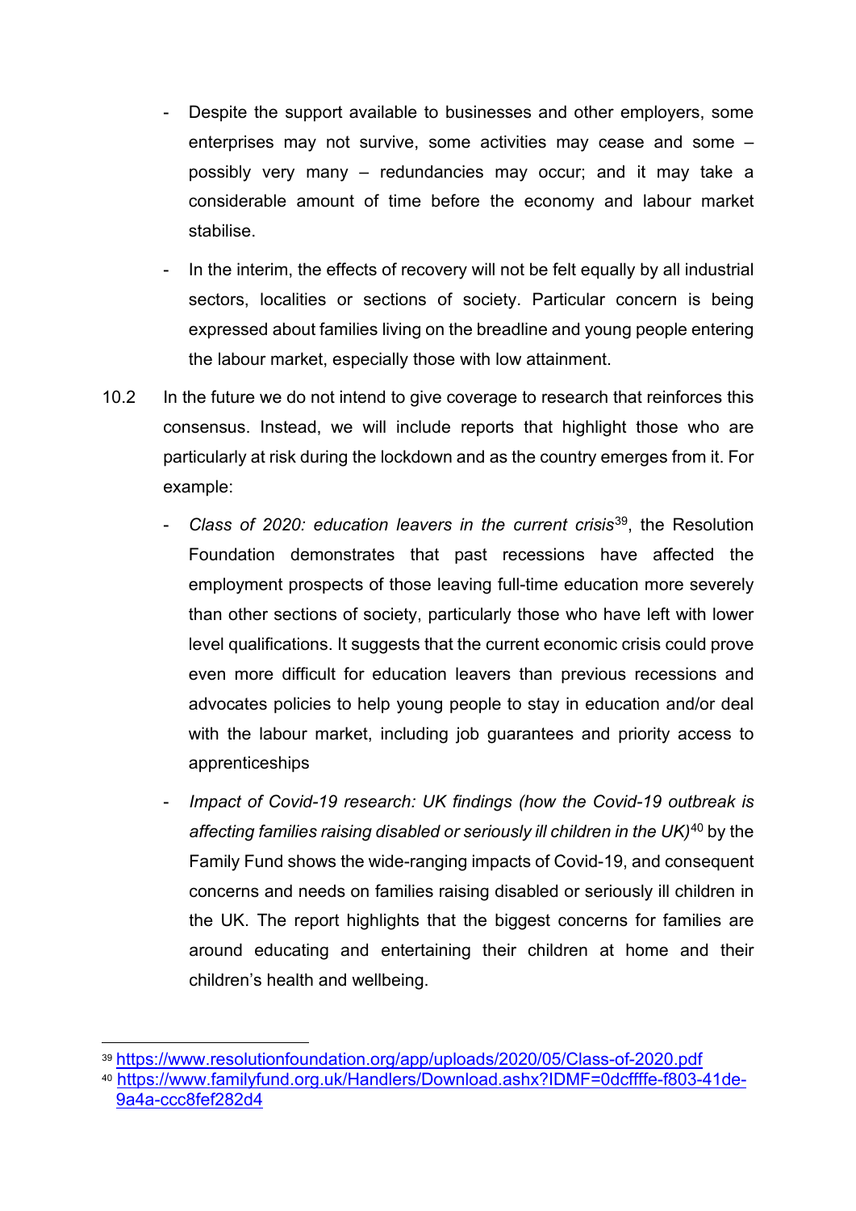- Despite the support available to businesses and other employers, some enterprises may not survive, some activities may cease and some – possibly very many – redundancies may occur; and it may take a considerable amount of time before the economy and labour market stabilise.
- In the interim, the effects of recovery will not be felt equally by all industrial sectors, localities or sections of society. Particular concern is being expressed about families living on the breadline and young people entering the labour market, especially those with low attainment.

10.2 In the future we do not intend to give coverage to research that reinforces this consensus. Instead, we will include reports that highlight those who are particularly at risk during the lockdown and as the country emerges from it. For example:

- *Class of 2020: education leavers in the current crisis*[39], the Resolution Foundation demonstrates that past recessions have affected the employment prospects of those leaving full-time education more severely than other sections of society, particularly those who have left with lower level qualifications. It suggests that the current economic crisis could prove even more difficult for education leavers than previous recessions and advocates policies to help young people to stay in education and/or deal with the labour market, including job guarantees and priority access to apprenticeships
- *Impact of Covid-19 research: UK findings (how the Covid-19 outbreak is affecting families raising disabled or seriously ill children in the UK)*[40] by the Family Fund shows the wide-ranging impacts of Covid-19, and consequent concerns and needs on families raising disabled or seriously ill children in the UK. The report highlights that the biggest concerns for families are around educating and entertaining their children at home and their children's health and wellbeing.

---

[39] https://www.resolutionfoundation.org/app/uploads/2020/05/Class-of-2020.pdf

[40] https://www.familyfund.org.uk/Handlers/Download.ashx?IDMF=0dcffffe-f803-41de-9a4a-ccc8fef282d4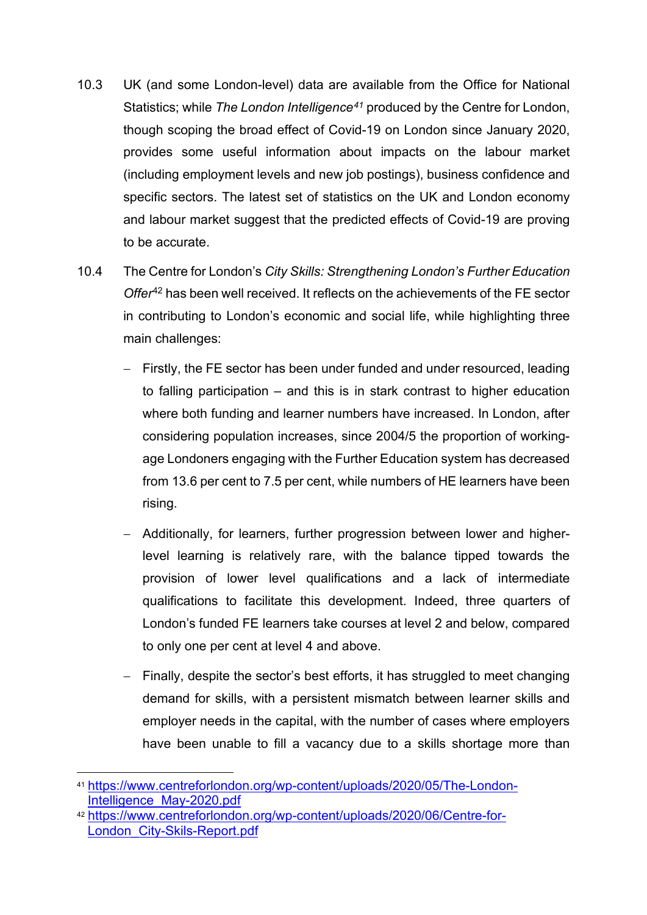10.3 UK (and some London-level) data are available from the Office for National Statistics; while *The London Intelligence*[41] produced by the Centre for London, though scoping the broad effect of Covid-19 on London since January 2020, provides some useful information about impacts on the labour market (including employment levels and new job postings), business confidence and specific sectors. The latest set of statistics on the UK and London economy and labour market suggest that the predicted effects of Covid-19 are proving to be accurate.

10.4 The Centre for London's *City Skills: Strengthening London's Further Education Offer*[42] has been well received. It reflects on the achievements of the FE sector in contributing to London's economic and social life, while highlighting three main challenges:

- Firstly, the FE sector has been under funded and under resourced, leading to falling participation – and this is in stark contrast to higher education where both funding and learner numbers have increased. In London, after considering population increases, since 2004/5 the proportion of working-age Londoners engaging with the Further Education system has decreased from 13.6 per cent to 7.5 per cent, while numbers of HE learners have been rising.

- Additionally, for learners, further progression between lower and higher-level learning is relatively rare, with the balance tipped towards the provision of lower level qualifications and a lack of intermediate qualifications to facilitate this development. Indeed, three quarters of London's funded FE learners take courses at level 2 and below, compared to only one per cent at level 4 and above.

- Finally, despite the sector's best efforts, it has struggled to meet changing demand for skills, with a persistent mismatch between learner skills and employer needs in the capital, with the number of cases where employers have been unable to fill a vacancy due to a skills shortage more than

[41] https://www.centreforlondon.org/wp-content/uploads/2020/05/The-London-Intelligence_May-2020.pdf

[42] https://www.centreforlondon.org/wp-content/uploads/2020/06/Centre-for-London_City-Skils-Report.pdf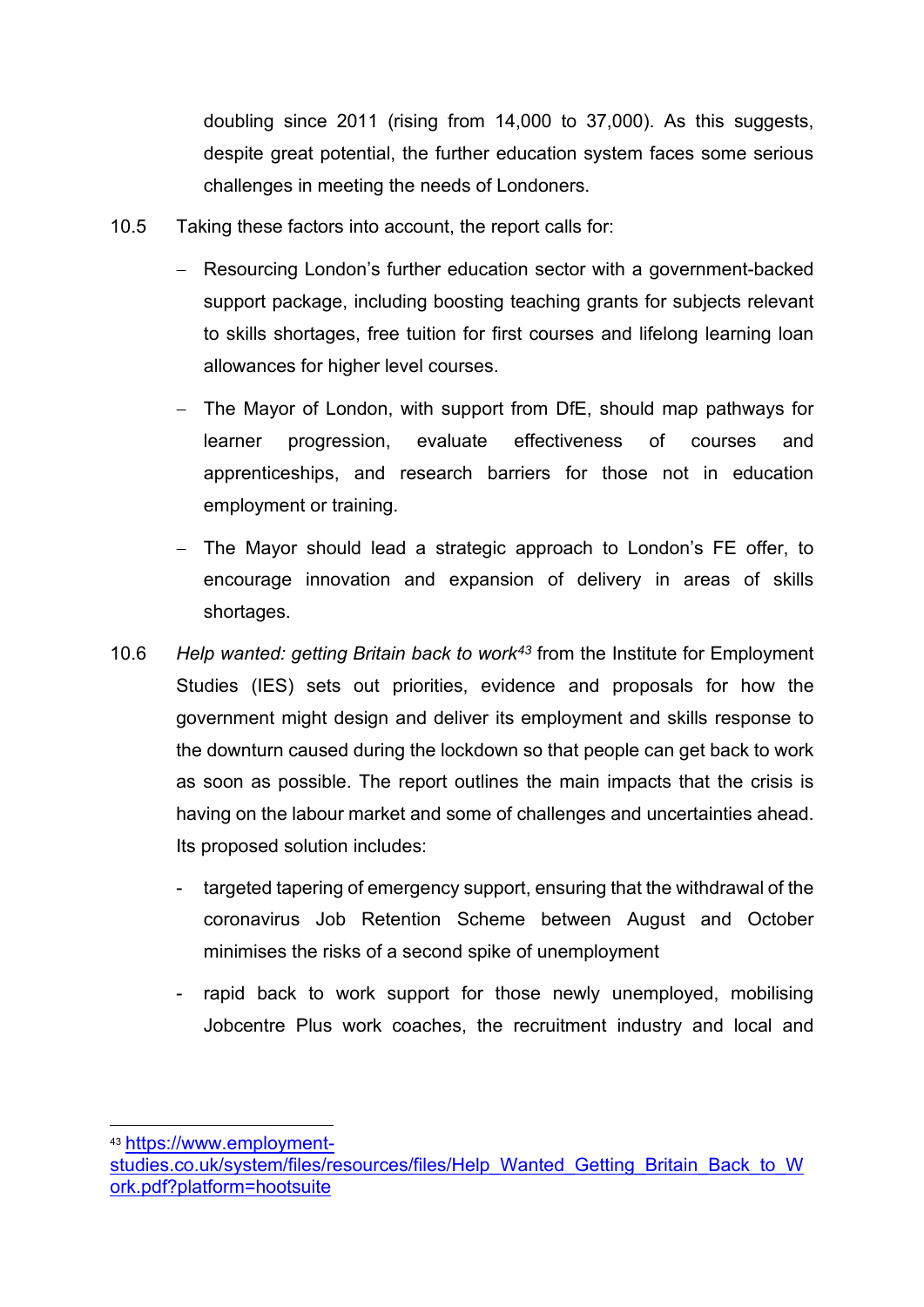doubling since 2011 (rising from 14,000 to 37,000). As this suggests, despite great potential, the further education system faces some serious challenges in meeting the needs of Londoners.

10.5 Taking these factors into account, the report calls for:

- Resourcing London's further education sector with a government-backed support package, including boosting teaching grants for subjects relevant to skills shortages, free tuition for first courses and lifelong learning loan allowances for higher level courses.
- The Mayor of London, with support from DfE, should map pathways for learner progression, evaluate effectiveness of courses and apprenticeships, and research barriers for those not in education employment or training.
- The Mayor should lead a strategic approach to London's FE offer, to encourage innovation and expansion of delivery in areas of skills shortages.

10.6 *Help wanted: getting Britain back to work*[43] from the Institute for Employment Studies (IES) sets out priorities, evidence and proposals for how the government might design and deliver its employment and skills response to the downturn caused during the lockdown so that people can get back to work as soon as possible. The report outlines the main impacts that the crisis is having on the labour market and some of challenges and uncertainties ahead. Its proposed solution includes:

- targeted tapering of emergency support, ensuring that the withdrawal of the coronavirus Job Retention Scheme between August and October minimises the risks of a second spike of unemployment
- rapid back to work support for those newly unemployed, mobilising Jobcentre Plus work coaches, the recruitment industry and local and

[43] https://www.employment-studies.co.uk/system/files/resources/files/Help_Wanted_Getting_Britain_Back_to_Work.pdf?platform=hootsuite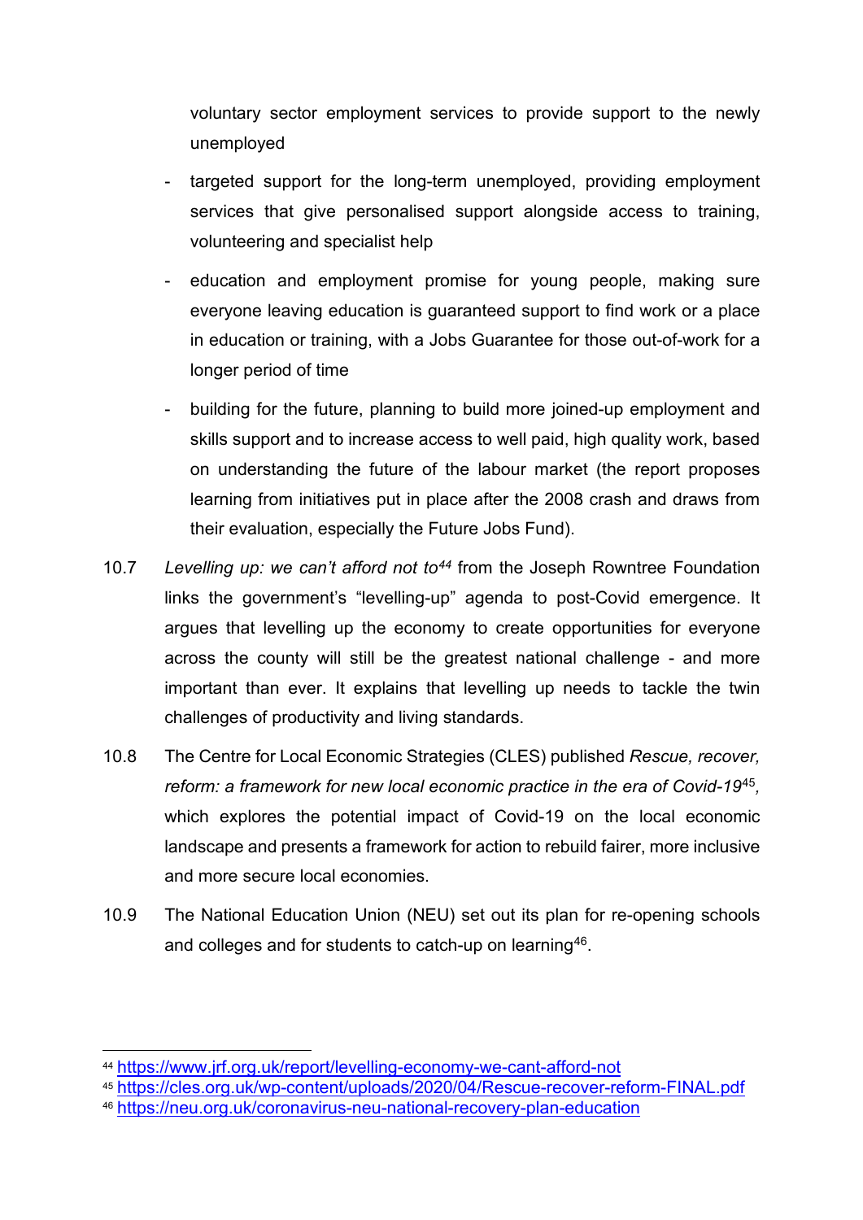voluntary sector employment services to provide support to the newly unemployed

- targeted support for the long-term unemployed, providing employment services that give personalised support alongside access to training, volunteering and specialist help
- education and employment promise for young people, making sure everyone leaving education is guaranteed support to find work or a place in education or training, with a Jobs Guarantee for those out-of-work for a longer period of time
- building for the future, planning to build more joined-up employment and skills support and to increase access to well paid, high quality work, based on understanding the future of the labour market (the report proposes learning from initiatives put in place after the 2008 crash and draws from their evaluation, especially the Future Jobs Fund).

10.7 *Levelling up: we can't afford not to*[44] from the Joseph Rowntree Foundation links the government's "levelling-up" agenda to post-Covid emergence. It argues that levelling up the economy to create opportunities for everyone across the county will still be the greatest national challenge - and more important than ever. It explains that levelling up needs to tackle the twin challenges of productivity and living standards.

10.8 The Centre for Local Economic Strategies (CLES) published *Rescue, recover, reform: a framework for new local economic practice in the era of Covid-19*[45], which explores the potential impact of Covid-19 on the local economic landscape and presents a framework for action to rebuild fairer, more inclusive and more secure local economies.

10.9 The National Education Union (NEU) set out its plan for re-opening schools and colleges and for students to catch-up on learning[46].

---

[44] https://www.jrf.org.uk/report/levelling-economy-we-cant-afford-not

[45] https://cles.org.uk/wp-content/uploads/2020/04/Rescue-recover-reform-FINAL.pdf

[46] https://neu.org.uk/coronavirus-neu-national-recovery-plan-education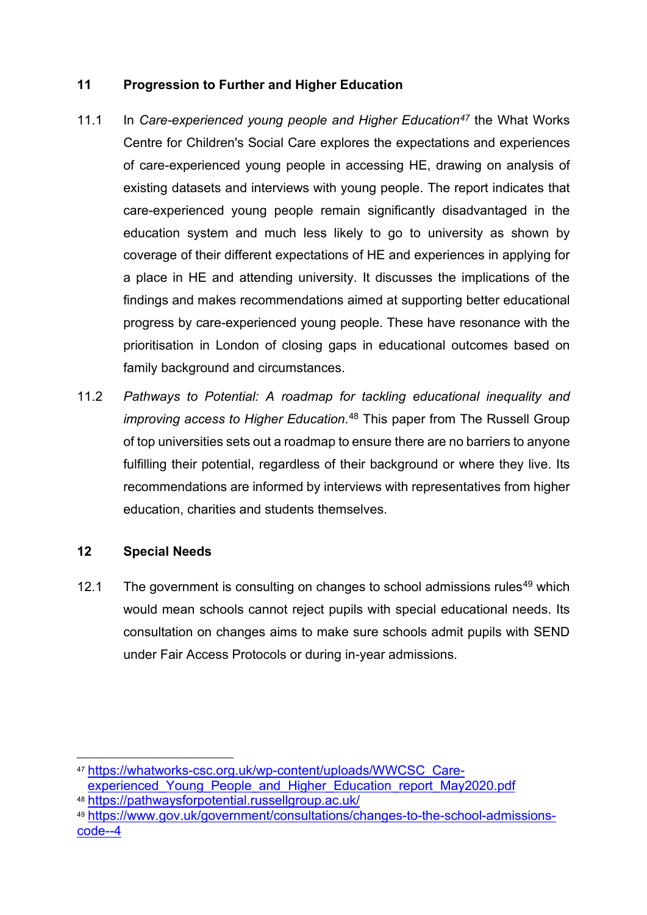## 11 Progression to Further and Higher Education

11.1 In *Care-experienced young people and Higher Education*[47] the What Works Centre for Children's Social Care explores the expectations and experiences of care-experienced young people in accessing HE, drawing on analysis of existing datasets and interviews with young people. The report indicates that care-experienced young people remain significantly disadvantaged in the education system and much less likely to go to university as shown by coverage of their different expectations of HE and experiences in applying for a place in HE and attending university. It discusses the implications of the findings and makes recommendations aimed at supporting better educational progress by care-experienced young people. These have resonance with the prioritisation in London of closing gaps in educational outcomes based on family background and circumstances.

11.2 *Pathways to Potential: A roadmap for tackling educational inequality and improving access to Higher Education*.[48] This paper from The Russell Group of top universities sets out a roadmap to ensure there are no barriers to anyone fulfilling their potential, regardless of their background or where they live. Its recommendations are informed by interviews with representatives from higher education, charities and students themselves.

## 12 Special Needs

12.1 The government is consulting on changes to school admissions rules[49] which would mean schools cannot reject pupils with special educational needs. Its consultation on changes aims to make sure schools admit pupils with SEND under Fair Access Protocols or during in-year admissions.

---

[47] https://whatworks-csc.org.uk/wp-content/uploads/WWCSC_Care-experienced_Young_People_and_Higher_Education_report_May2020.pdf

[48] https://pathwaysforpotential.russellgroup.ac.uk/

[49] https://www.gov.uk/government/consultations/changes-to-the-school-admissions-code--4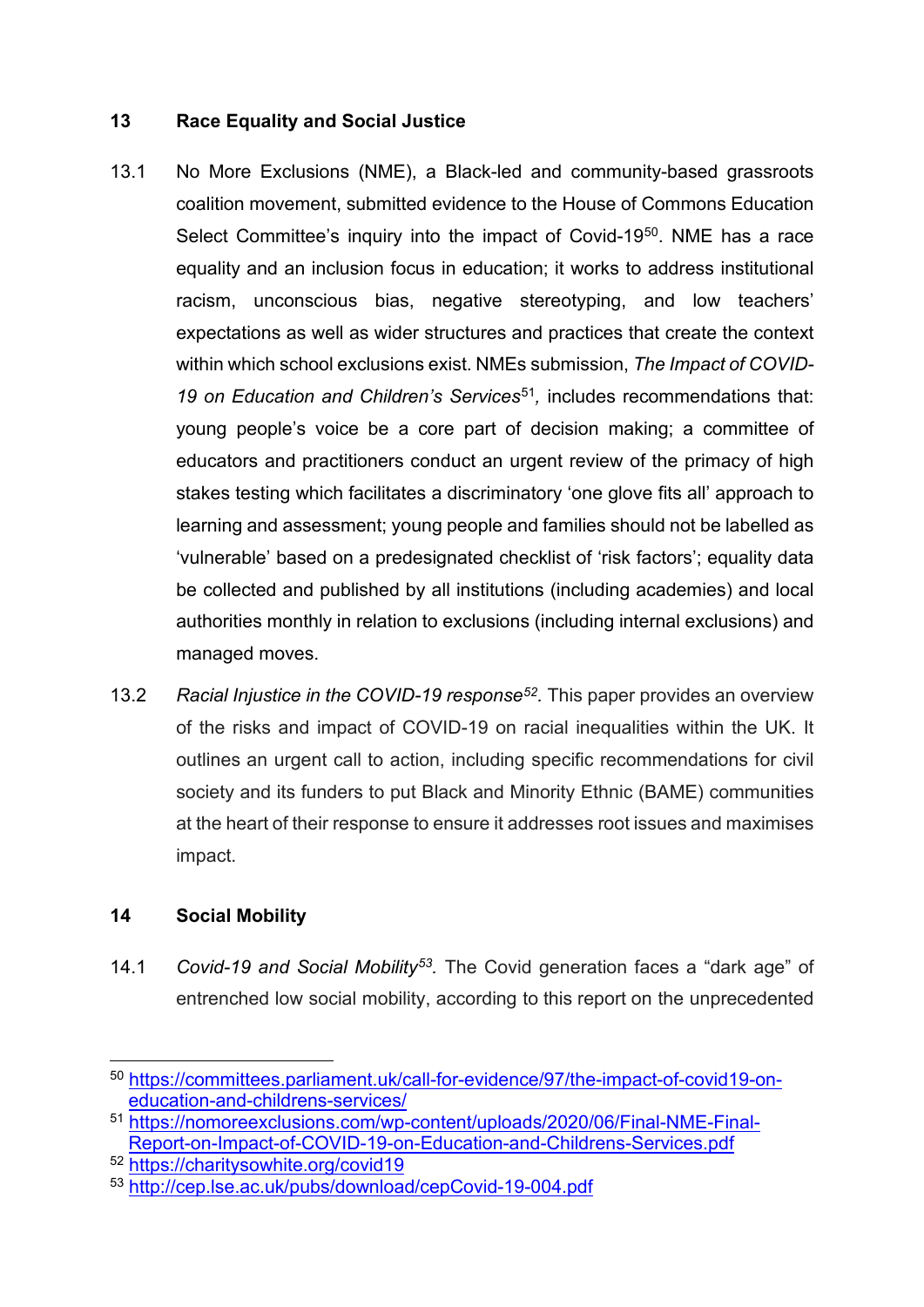## 13 Race Equality and Social Justice

13.1 No More Exclusions (NME), a Black-led and community-based grassroots coalition movement, submitted evidence to the House of Commons Education Select Committee's inquiry into the impact of Covid-19[50]. NME has a race equality and an inclusion focus in education; it works to address institutional racism, unconscious bias, negative stereotyping, and low teachers' expectations as well as wider structures and practices that create the context within which school exclusions exist. NMEs submission, *The Impact of COVID-19 on Education and Children's Services*[51], includes recommendations that: young people's voice be a core part of decision making; a committee of educators and practitioners conduct an urgent review of the primacy of high stakes testing which facilitates a discriminatory 'one glove fits all' approach to learning and assessment; young people and families should not be labelled as 'vulnerable' based on a predesignated checklist of 'risk factors'; equality data be collected and published by all institutions (including academies) and local authorities monthly in relation to exclusions (including internal exclusions) and managed moves.

13.2 *Racial Injustice in the COVID-19 response*[52]. This paper provides an overview of the risks and impact of COVID-19 on racial inequalities within the UK. It outlines an urgent call to action, including specific recommendations for civil society and its funders to put Black and Minority Ethnic (BAME) communities at the heart of their response to ensure it addresses root issues and maximises impact.

## 14 Social Mobility

14.1 *Covid-19 and Social Mobility*[53]. The Covid generation faces a "dark age" of entrenched low social mobility, according to this report on the unprecedented

---

[50] https://committees.parliament.uk/call-for-evidence/97/the-impact-of-covid19-on-education-and-childrens-services/

[51] https://nomoreexclusions.com/wp-content/uploads/2020/06/Final-NME-Final-Report-on-Impact-of-COVID-19-on-Education-and-Childrens-Services.pdf

[52] https://charitysowhite.org/covid19

[53] http://cep.lse.ac.uk/pubs/download/cepCovid-19-004.pdf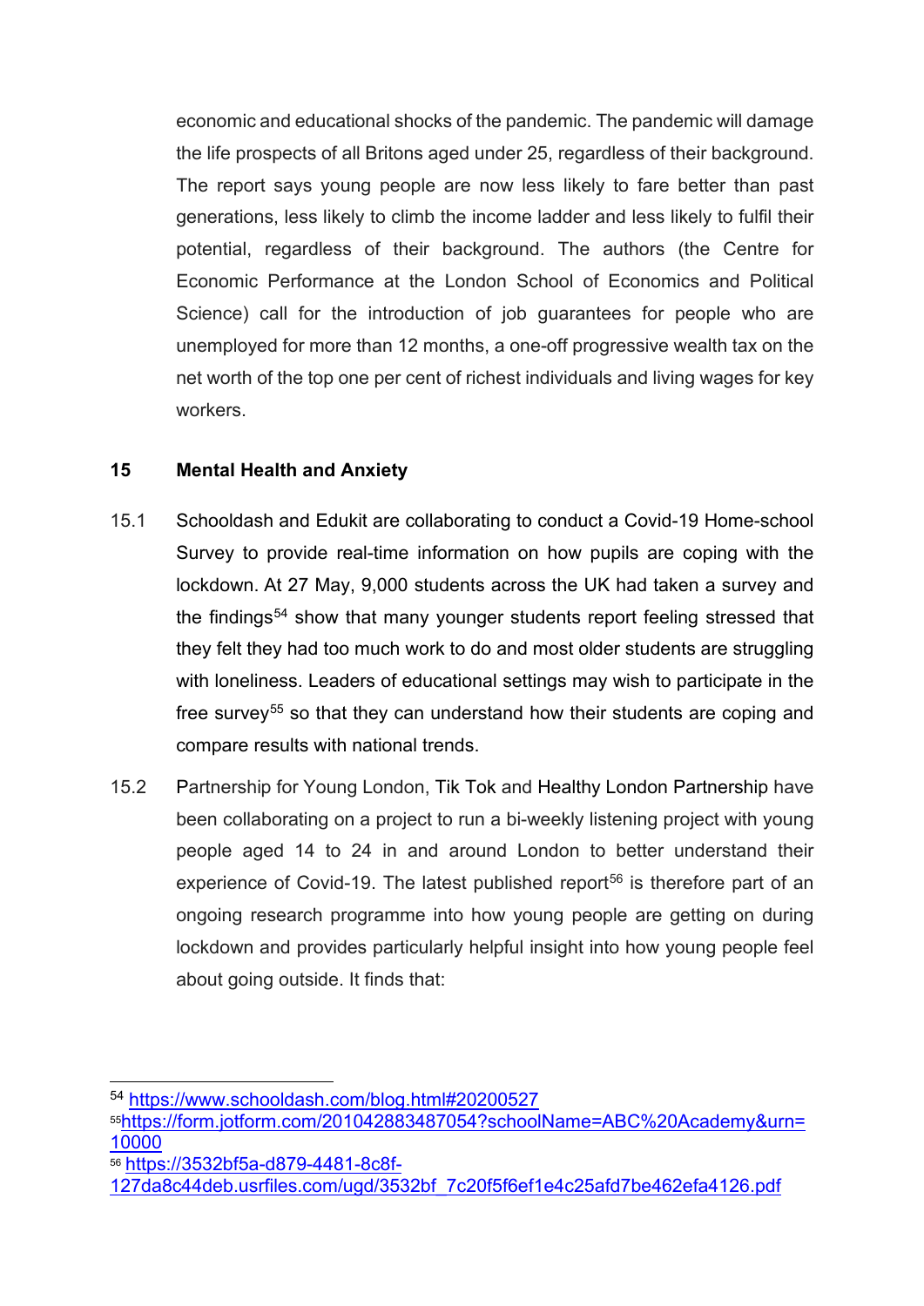economic and educational shocks of the pandemic. The pandemic will damage the life prospects of all Britons aged under 25, regardless of their background. The report says young people are now less likely to fare better than past generations, less likely to climb the income ladder and less likely to fulfil their potential, regardless of their background. The authors (the Centre for Economic Performance at the London School of Economics and Political Science) call for the introduction of job guarantees for people who are unemployed for more than 12 months, a one-off progressive wealth tax on the net worth of the top one per cent of richest individuals and living wages for key workers.

## 15 Mental Health and Anxiety

15.1 Schooldash and Edukit are collaborating to conduct a Covid-19 Home-school Survey to provide real-time information on how pupils are coping with the lockdown. At 27 May, 9,000 students across the UK had taken a survey and the findings[54] show that many younger students report feeling stressed that they felt they had too much work to do and most older students are struggling with loneliness. Leaders of educational settings may wish to participate in the free survey[55] so that they can understand how their students are coping and compare results with national trends.

15.2 Partnership for Young London, Tik Tok and Healthy London Partnership have been collaborating on a project to run a bi-weekly listening project with young people aged 14 to 24 in and around London to better understand their experience of Covid-19. The latest published report[56] is therefore part of an ongoing research programme into how young people are getting on during lockdown and provides particularly helpful insight into how young people feel about going outside. It finds that:

---

[54] https://www.schooldash.com/blog.html#20200527

[55] https://form.jotform.com/201042883487054?schoolName=ABC%20Academy&urn=10000

[56] https://3532bf5a-d879-4481-8c8f-127da8c44deb.usrfiles.com/ugd/3532bf_7c20f5f6ef1e4c25afd7be462efa4126.pdf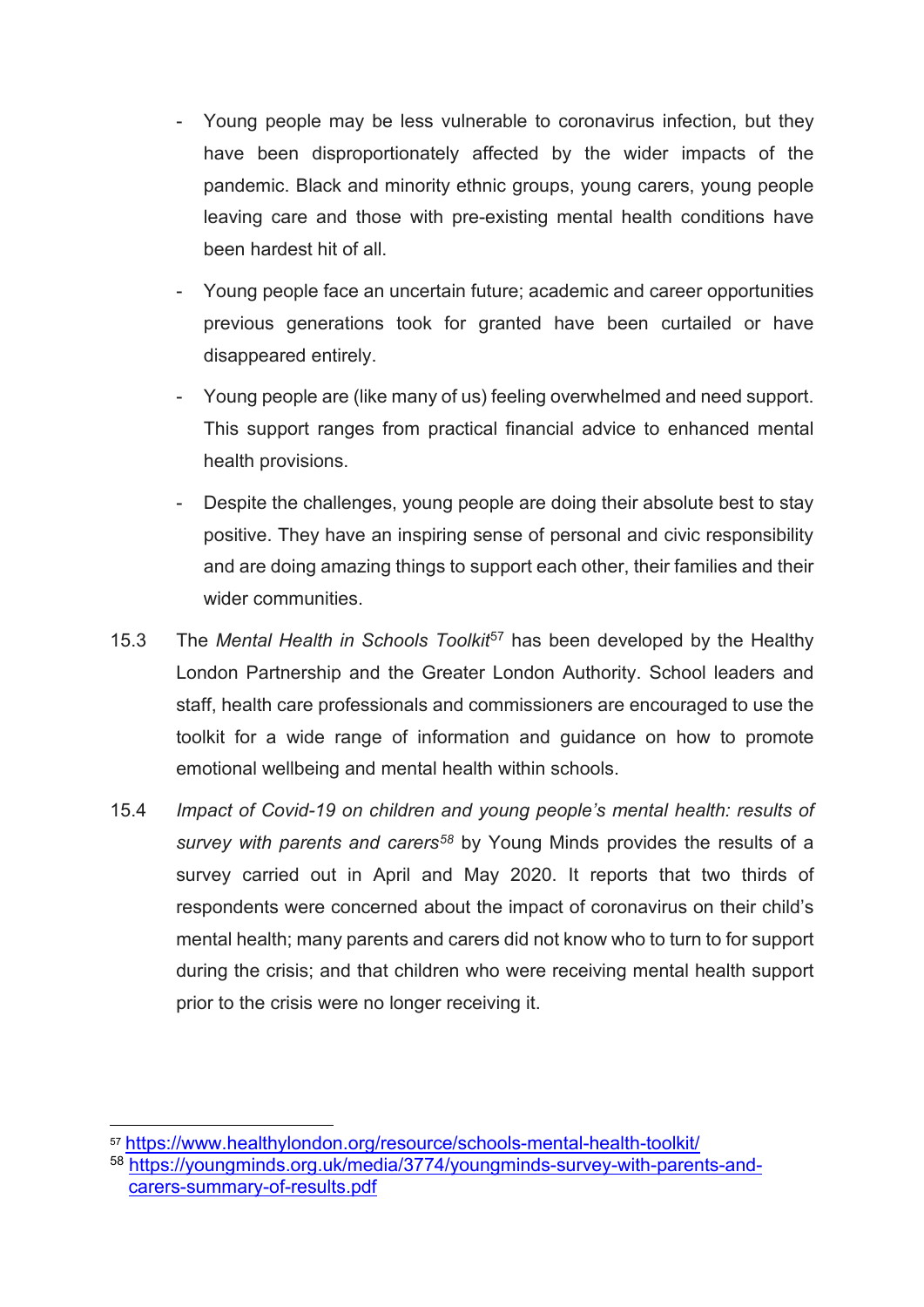- Young people may be less vulnerable to coronavirus infection, but they have been disproportionately affected by the wider impacts of the pandemic. Black and minority ethnic groups, young carers, young people leaving care and those with pre-existing mental health conditions have been hardest hit of all.
- Young people face an uncertain future; academic and career opportunities previous generations took for granted have been curtailed or have disappeared entirely.
- Young people are (like many of us) feeling overwhelmed and need support. This support ranges from practical financial advice to enhanced mental health provisions.
- Despite the challenges, young people are doing their absolute best to stay positive. They have an inspiring sense of personal and civic responsibility and are doing amazing things to support each other, their families and their wider communities.

15.3 The *Mental Health in Schools Toolkit*[57] has been developed by the Healthy London Partnership and the Greater London Authority. School leaders and staff, health care professionals and commissioners are encouraged to use the toolkit for a wide range of information and guidance on how to promote emotional wellbeing and mental health within schools.

15.4 *Impact of Covid-19 on children and young people's mental health: results of survey with parents and carers*[58] by Young Minds provides the results of a survey carried out in April and May 2020. It reports that two thirds of respondents were concerned about the impact of coronavirus on their child's mental health; many parents and carers did not know who to turn to for support during the crisis; and that children who were receiving mental health support prior to the crisis were no longer receiving it.

---

[57] https://www.healthylondon.org/resource/schools-mental-health-toolkit/

[58] https://youngminds.org.uk/media/3774/youngminds-survey-with-parents-and-carers-summary-of-results.pdf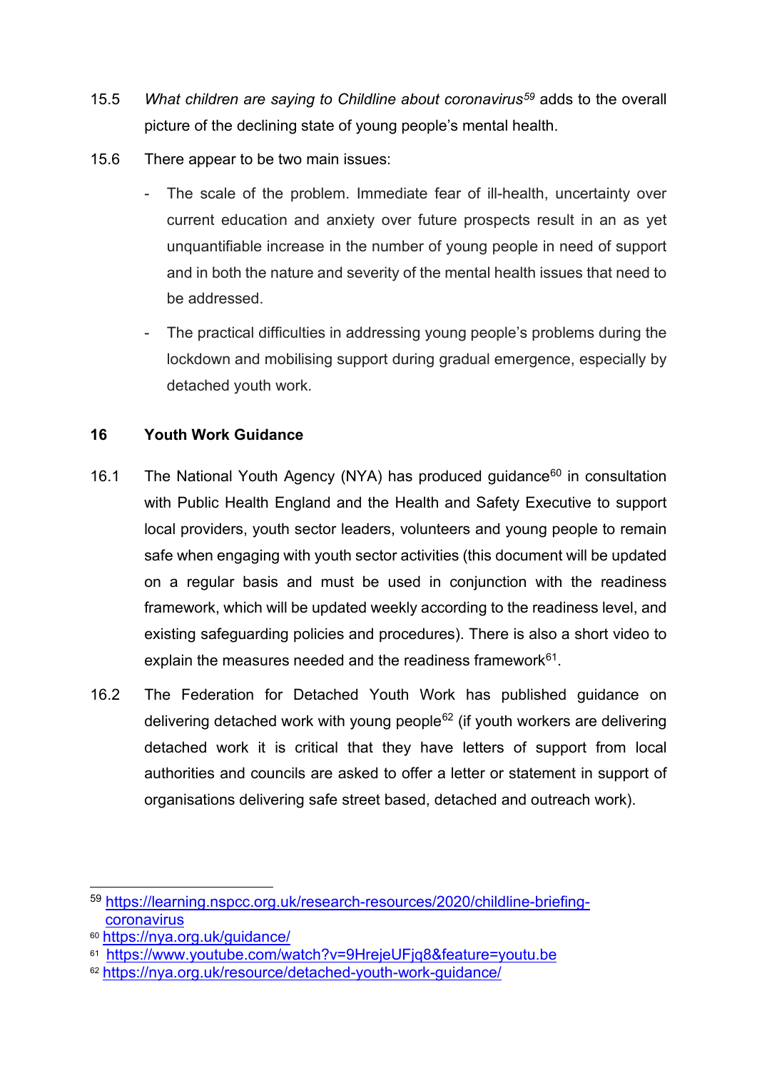15.5 *What children are saying to Childline about coronavirus*[59] adds to the overall picture of the declining state of young people's mental health.

15.6 There appear to be two main issues:

- The scale of the problem. Immediate fear of ill-health, uncertainty over current education and anxiety over future prospects result in an as yet unquantifiable increase in the number of young people in need of support and in both the nature and severity of the mental health issues that need to be addressed.
- The practical difficulties in addressing young people's problems during the lockdown and mobilising support during gradual emergence, especially by detached youth work.

## 16 Youth Work Guidance

16.1 The National Youth Agency (NYA) has produced guidance[60] in consultation with Public Health England and the Health and Safety Executive to support local providers, youth sector leaders, volunteers and young people to remain safe when engaging with youth sector activities (this document will be updated on a regular basis and must be used in conjunction with the readiness framework, which will be updated weekly according to the readiness level, and existing safeguarding policies and procedures). There is also a short video to explain the measures needed and the readiness framework[61].

16.2 The Federation for Detached Youth Work has published guidance on delivering detached work with young people[62] (if youth workers are delivering detached work it is critical that they have letters of support from local authorities and councils are asked to offer a letter or statement in support of organisations delivering safe street based, detached and outreach work).

---

[59] https://learning.nspcc.org.uk/research-resources/2020/childline-briefing-coronavirus

[60] https://nya.org.uk/guidance/

[61] https://www.youtube.com/watch?v=9HrejeUFjq8&feature=youtu.be

[62] https://nya.org.uk/resource/detached-youth-work-guidance/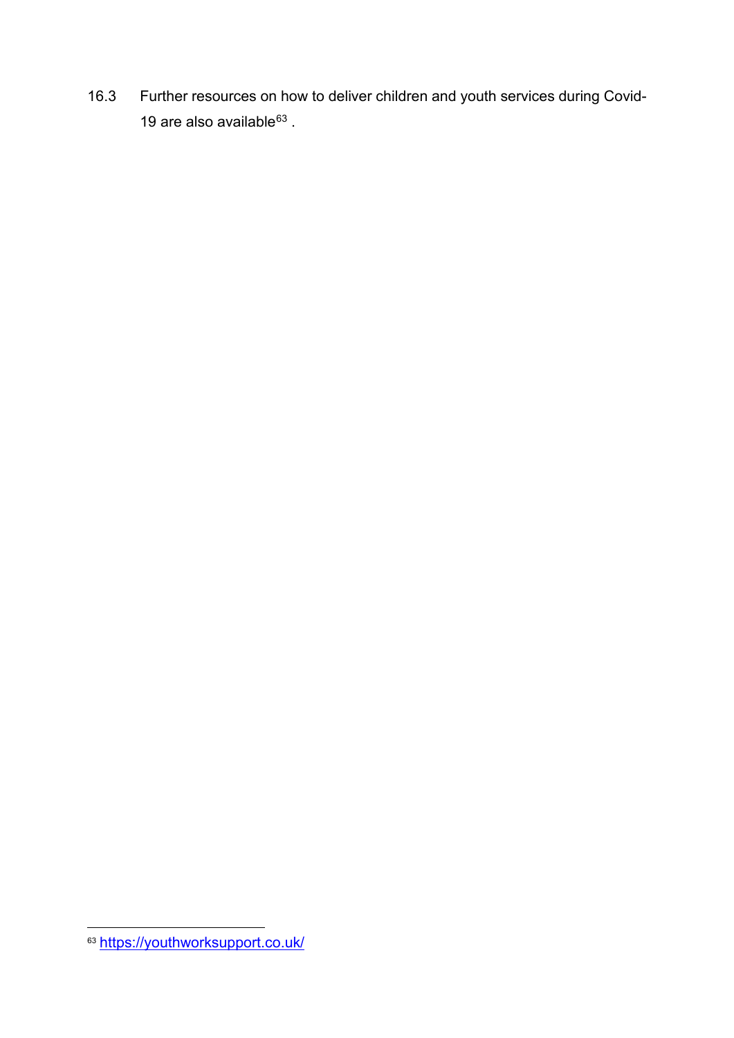16.3 Further resources on how to deliver children and youth services during Covid-19 are also available[63] .

---

[63] https://youthworksupport.co.uk/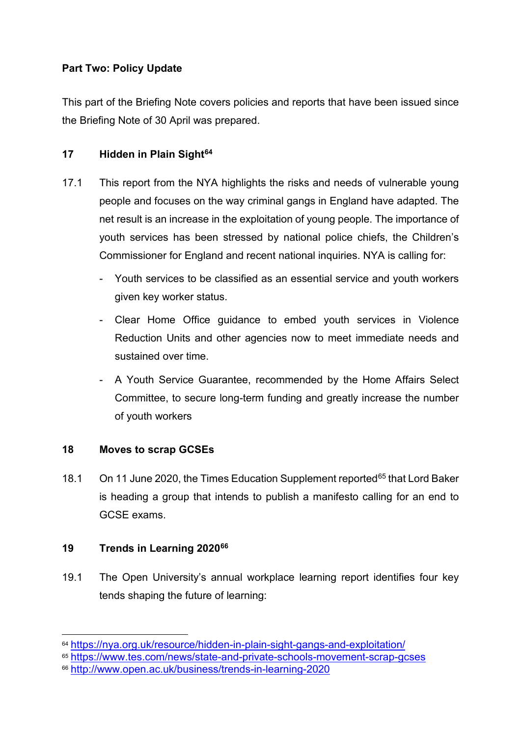**Part Two: Policy Update**

This part of the Briefing Note covers policies and reports that have been issued since the Briefing Note of 30 April was prepared.

## 17 Hidden in Plain Sight[64]

17.1 This report from the NYA highlights the risks and needs of vulnerable young people and focuses on the way criminal gangs in England have adapted. The net result is an increase in the exploitation of young people. The importance of youth services has been stressed by national police chiefs, the Children's Commissioner for England and recent national inquiries. NYA is calling for:

- Youth services to be classified as an essential service and youth workers given key worker status.
- Clear Home Office guidance to embed youth services in Violence Reduction Units and other agencies now to meet immediate needs and sustained over time.
- A Youth Service Guarantee, recommended by the Home Affairs Select Committee, to secure long-term funding and greatly increase the number of youth workers

## 18 Moves to scrap GCSEs

18.1 On 11 June 2020, the Times Education Supplement reported[65] that Lord Baker is heading a group that intends to publish a manifesto calling for an end to GCSE exams.

## 19 Trends in Learning 2020[66]

19.1 The Open University's annual workplace learning report identifies four key tends shaping the future of learning:

---

[64] https://nya.org.uk/resource/hidden-in-plain-sight-gangs-and-exploitation/

[65] https://www.tes.com/news/state-and-private-schools-movement-scrap-gcses

[66] http://www.open.ac.uk/business/trends-in-learning-2020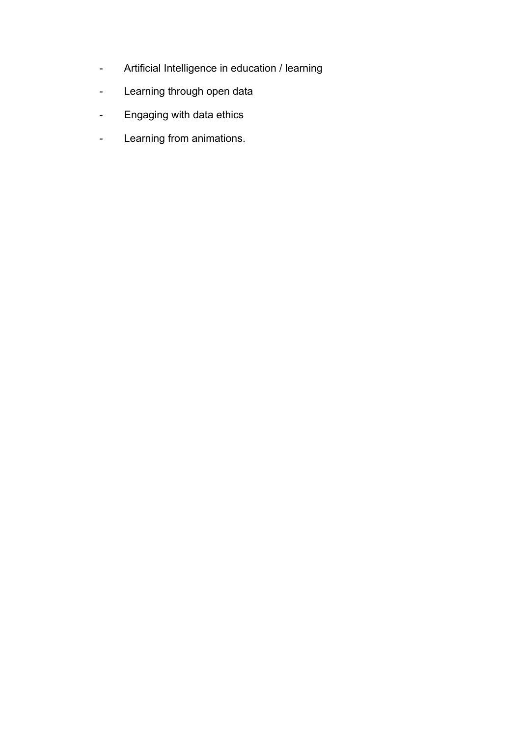- Artificial Intelligence in education / learning
- Learning through open data
- Engaging with data ethics
- Learning from animations.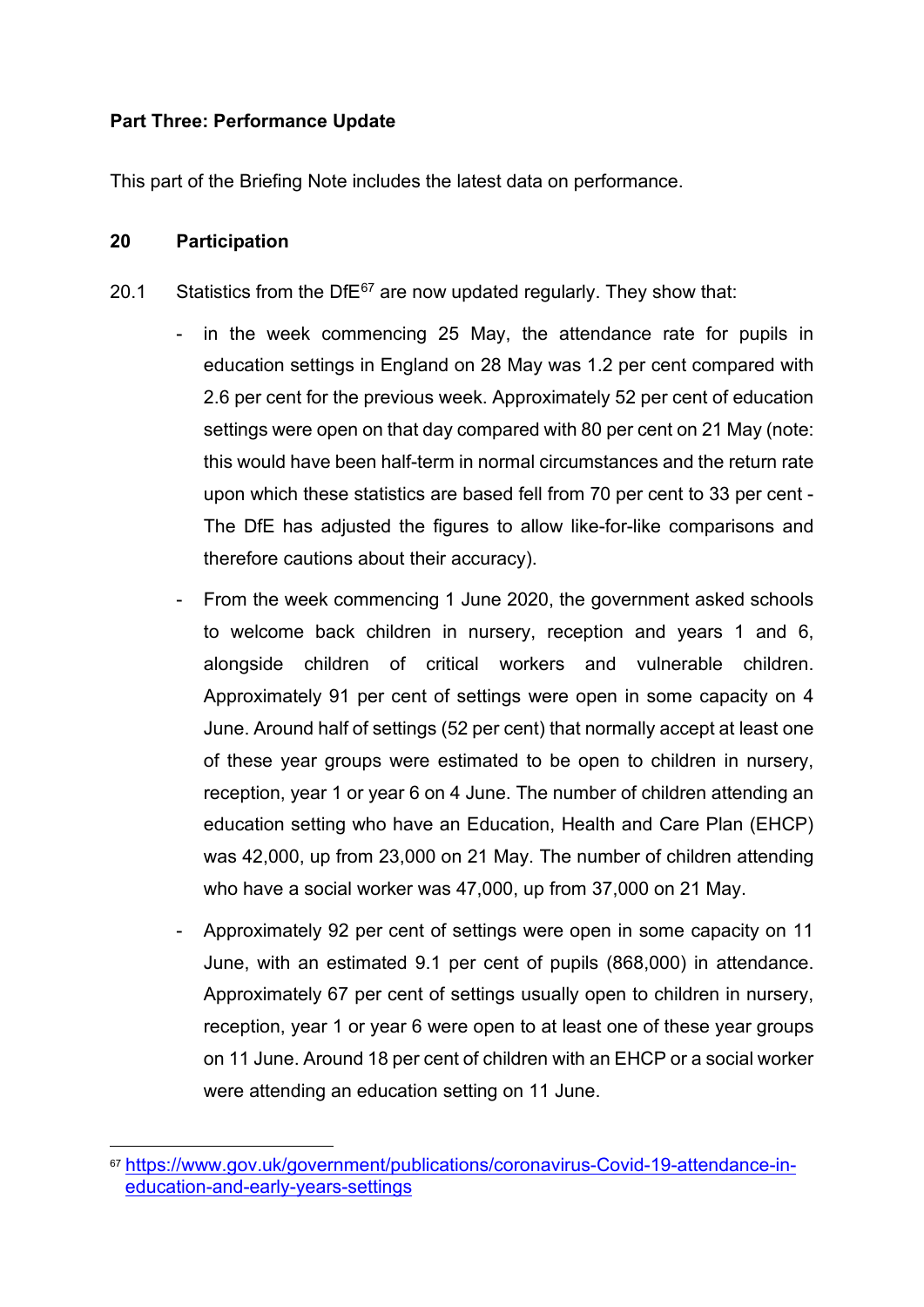**Part Three: Performance Update**

This part of the Briefing Note includes the latest data on performance.

**20 Participation**

20.1 Statistics from the DfE[67] are now updated regularly. They show that:

- in the week commencing 25 May, the attendance rate for pupils in education settings in England on 28 May was 1.2 per cent compared with 2.6 per cent for the previous week. Approximately 52 per cent of education settings were open on that day compared with 80 per cent on 21 May (note: this would have been half-term in normal circumstances and the return rate upon which these statistics are based fell from 70 per cent to 33 per cent - The DfE has adjusted the figures to allow like-for-like comparisons and therefore cautions about their accuracy).
- From the week commencing 1 June 2020, the government asked schools to welcome back children in nursery, reception and years 1 and 6, alongside children of critical workers and vulnerable children. Approximately 91 per cent of settings were open in some capacity on 4 June. Around half of settings (52 per cent) that normally accept at least one of these year groups were estimated to be open to children in nursery, reception, year 1 or year 6 on 4 June. The number of children attending an education setting who have an Education, Health and Care Plan (EHCP) was 42,000, up from 23,000 on 21 May. The number of children attending who have a social worker was 47,000, up from 37,000 on 21 May.
- Approximately 92 per cent of settings were open in some capacity on 11 June, with an estimated 9.1 per cent of pupils (868,000) in attendance. Approximately 67 per cent of settings usually open to children in nursery, reception, year 1 or year 6 were open to at least one of these year groups on 11 June. Around 18 per cent of children with an EHCP or a social worker were attending an education setting on 11 June.

[67] https://www.gov.uk/government/publications/coronavirus-Covid-19-attendance-in-education-and-early-years-settings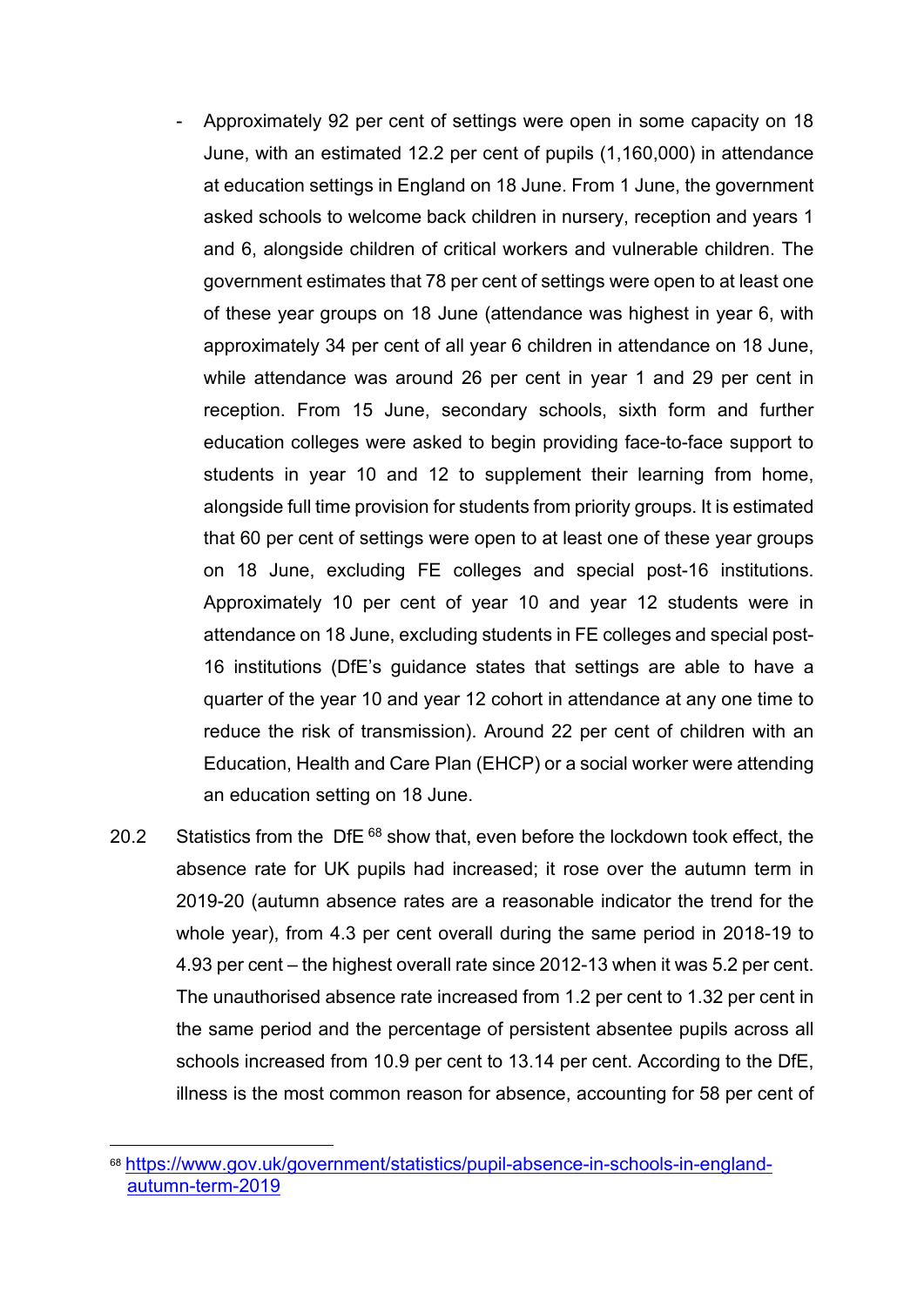- Approximately 92 per cent of settings were open in some capacity on 18 June, with an estimated 12.2 per cent of pupils (1,160,000) in attendance at education settings in England on 18 June. From 1 June, the government asked schools to welcome back children in nursery, reception and years 1 and 6, alongside children of critical workers and vulnerable children. The government estimates that 78 per cent of settings were open to at least one of these year groups on 18 June (attendance was highest in year 6, with approximately 34 per cent of all year 6 children in attendance on 18 June, while attendance was around 26 per cent in year 1 and 29 per cent in reception. From 15 June, secondary schools, sixth form and further education colleges were asked to begin providing face-to-face support to students in year 10 and 12 to supplement their learning from home, alongside full time provision for students from priority groups. It is estimated that 60 per cent of settings were open to at least one of these year groups on 18 June, excluding FE colleges and special post-16 institutions. Approximately 10 per cent of year 10 and year 12 students were in attendance on 18 June, excluding students in FE colleges and special post-16 institutions (DfE's guidance states that settings are able to have a quarter of the year 10 and year 12 cohort in attendance at any one time to reduce the risk of transmission). Around 22 per cent of children with an Education, Health and Care Plan (EHCP) or a social worker were attending an education setting on 18 June.

20.2 Statistics from the DfE [68] show that, even before the lockdown took effect, the absence rate for UK pupils had increased; it rose over the autumn term in 2019-20 (autumn absence rates are a reasonable indicator the trend for the whole year), from 4.3 per cent overall during the same period in 2018-19 to 4.93 per cent – the highest overall rate since 2012-13 when it was 5.2 per cent. The unauthorised absence rate increased from 1.2 per cent to 1.32 per cent in the same period and the percentage of persistent absentee pupils across all schools increased from 10.9 per cent to 13.14 per cent. According to the DfE, illness is the most common reason for absence, accounting for 58 per cent of

[68] https://www.gov.uk/government/statistics/pupil-absence-in-schools-in-england-autumn-term-2019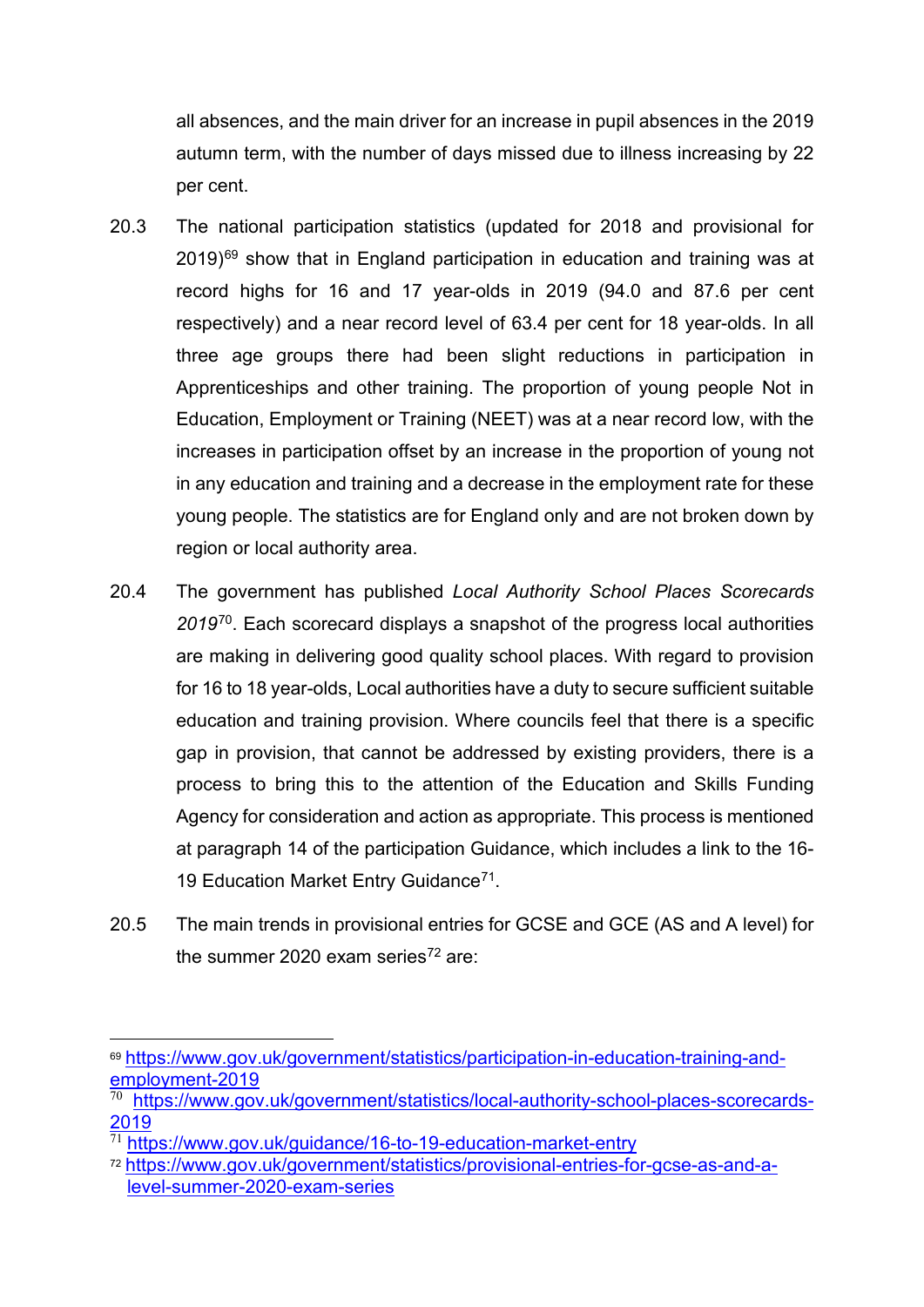all absences, and the main driver for an increase in pupil absences in the 2019 autumn term, with the number of days missed due to illness increasing by 22 per cent.

20.3 The national participation statistics (updated for 2018 and provisional for 2019)[69] show that in England participation in education and training was at record highs for 16 and 17 year-olds in 2019 (94.0 and 87.6 per cent respectively) and a near record level of 63.4 per cent for 18 year-olds. In all three age groups there had been slight reductions in participation in Apprenticeships and other training. The proportion of young people Not in Education, Employment or Training (NEET) was at a near record low, with the increases in participation offset by an increase in the proportion of young not in any education and training and a decrease in the employment rate for these young people. The statistics are for England only and are not broken down by region or local authority area.

20.4 The government has published *Local Authority School Places Scorecards 2019*[70]. Each scorecard displays a snapshot of the progress local authorities are making in delivering good quality school places. With regard to provision for 16 to 18 year-olds, Local authorities have a duty to secure sufficient suitable education and training provision. Where councils feel that there is a specific gap in provision, that cannot be addressed by existing providers, there is a process to bring this to the attention of the Education and Skills Funding Agency for consideration and action as appropriate. This process is mentioned at paragraph 14 of the participation Guidance, which includes a link to the 16-19 Education Market Entry Guidance[71].

20.5 The main trends in provisional entries for GCSE and GCE (AS and A level) for the summer 2020 exam series[72] are:

---

[69] https://www.gov.uk/government/statistics/participation-in-education-training-and-employment-2019

[70] https://www.gov.uk/government/statistics/local-authority-school-places-scorecards-2019

[71] https://www.gov.uk/guidance/16-to-19-education-market-entry

[72] https://www.gov.uk/government/statistics/provisional-entries-for-gcse-as-and-a-level-summer-2020-exam-series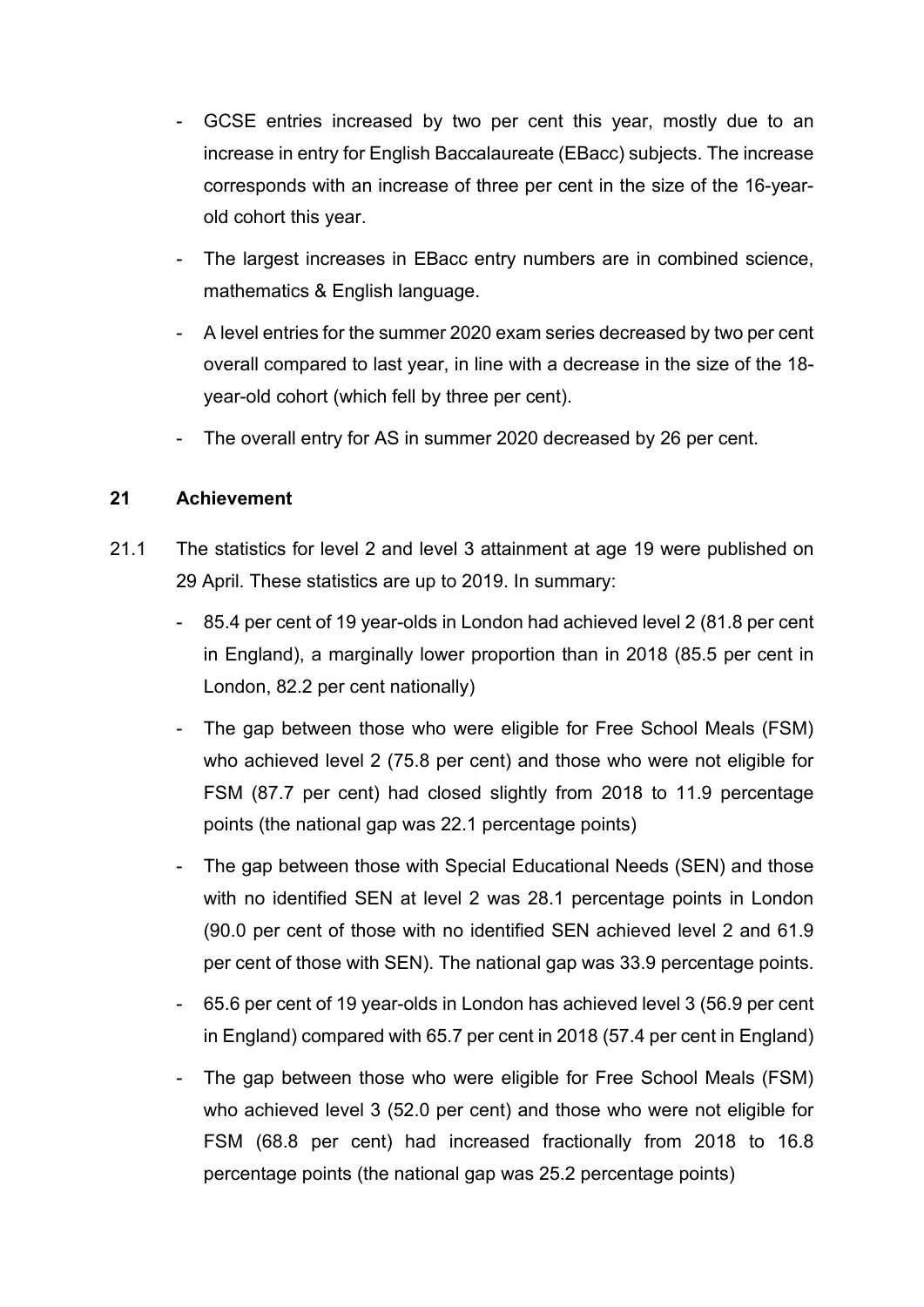- GCSE entries increased by two per cent this year, mostly due to an increase in entry for English Baccalaureate (EBacc) subjects. The increase corresponds with an increase of three per cent in the size of the 16-year-old cohort this year.
- The largest increases in EBacc entry numbers are in combined science, mathematics & English language.
- A level entries for the summer 2020 exam series decreased by two per cent overall compared to last year, in line with a decrease in the size of the 18-year-old cohort (which fell by three per cent).
- The overall entry for AS in summer 2020 decreased by 26 per cent.

## 21 Achievement

21.1 The statistics for level 2 and level 3 attainment at age 19 were published on 29 April. These statistics are up to 2019. In summary:

- 85.4 per cent of 19 year-olds in London had achieved level 2 (81.8 per cent in England), a marginally lower proportion than in 2018 (85.5 per cent in London, 82.2 per cent nationally)
- The gap between those who were eligible for Free School Meals (FSM) who achieved level 2 (75.8 per cent) and those who were not eligible for FSM (87.7 per cent) had closed slightly from 2018 to 11.9 percentage points (the national gap was 22.1 percentage points)
- The gap between those with Special Educational Needs (SEN) and those with no identified SEN at level 2 was 28.1 percentage points in London (90.0 per cent of those with no identified SEN achieved level 2 and 61.9 per cent of those with SEN). The national gap was 33.9 percentage points.
- 65.6 per cent of 19 year-olds in London has achieved level 3 (56.9 per cent in England) compared with 65.7 per cent in 2018 (57.4 per cent in England)
- The gap between those who were eligible for Free School Meals (FSM) who achieved level 3 (52.0 per cent) and those who were not eligible for FSM (68.8 per cent) had increased fractionally from 2018 to 16.8 percentage points (the national gap was 25.2 percentage points)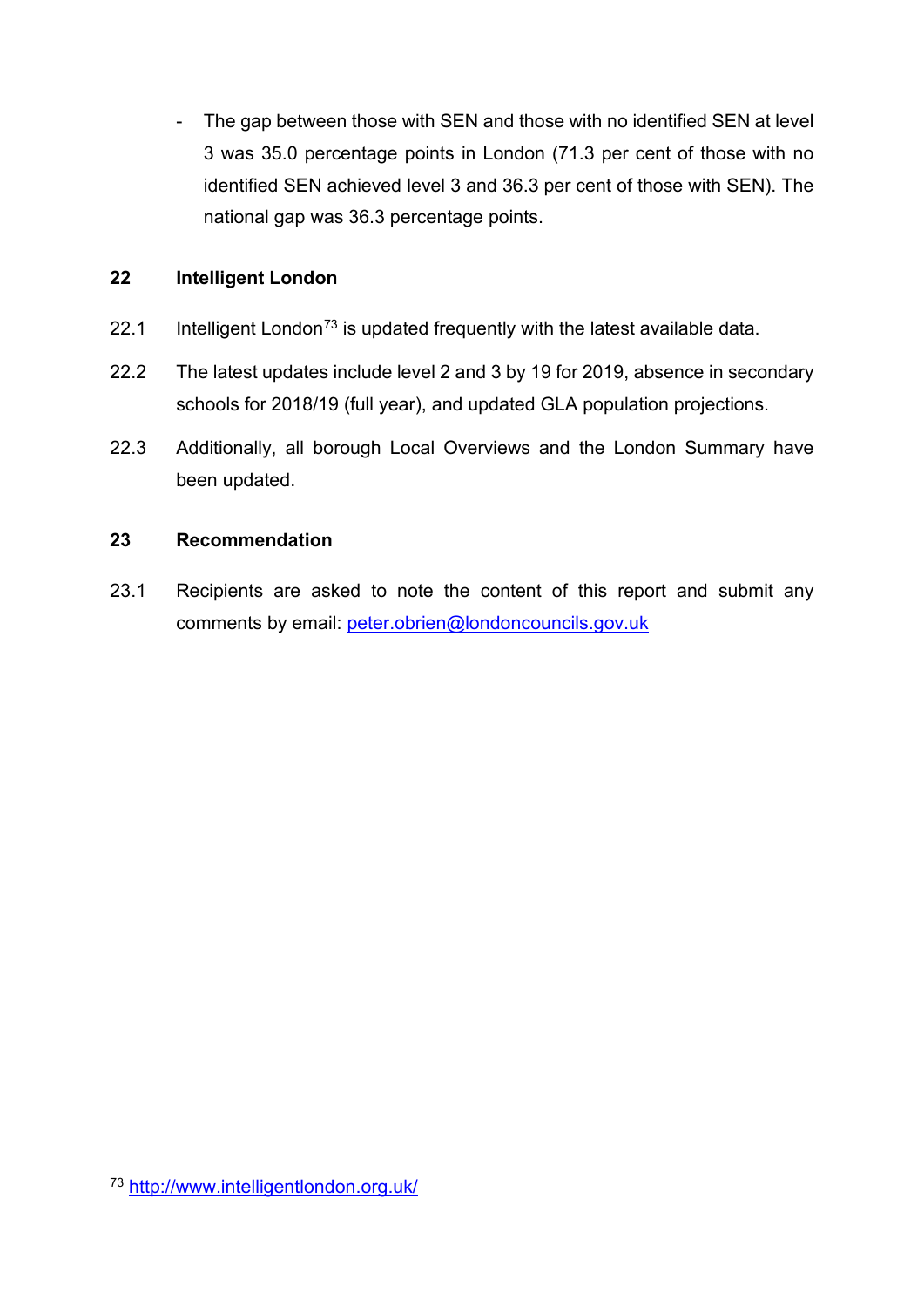- The gap between those with SEN and those with no identified SEN at level 3 was 35.0 percentage points in London (71.3 per cent of those with no identified SEN achieved level 3 and 36.3 per cent of those with SEN). The national gap was 36.3 percentage points.

## 22 Intelligent London

22.1 Intelligent London[73] is updated frequently with the latest available data.

22.2 The latest updates include level 2 and 3 by 19 for 2019, absence in secondary schools for 2018/19 (full year), and updated GLA population projections.

22.3 Additionally, all borough Local Overviews and the London Summary have been updated.

## 23 Recommendation

23.1 Recipients are asked to note the content of this report and submit any comments by email: peter.obrien@londoncouncils.gov.uk

[73] http://www.intelligentlondon.org.uk/